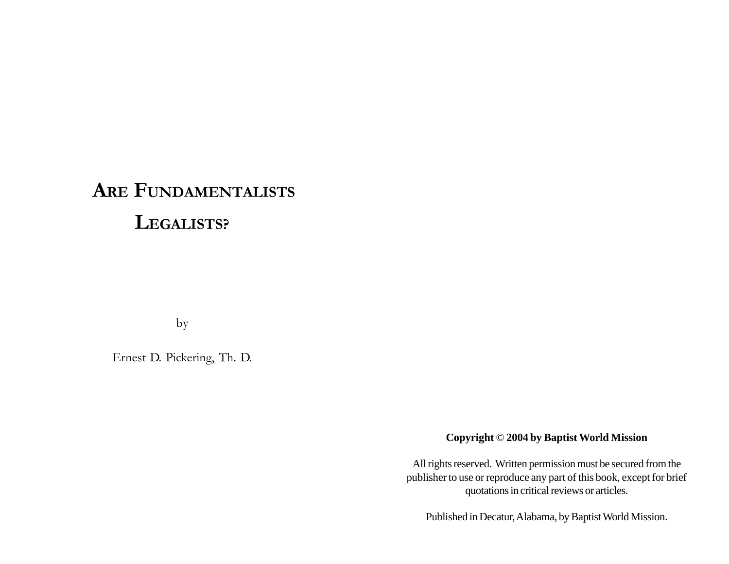# Are Fundamentalists Legalists?

by

Ernest D. Pickering, Th. D.

**Copyright © 2004 by Baptist World Mission**

All rights reserved. Written permission must be secured from the publisher to use or reproduce any part of this book, except for brief quotations in critical reviews or articles.

Published in Decatur, Alabama, by Baptist World Mission.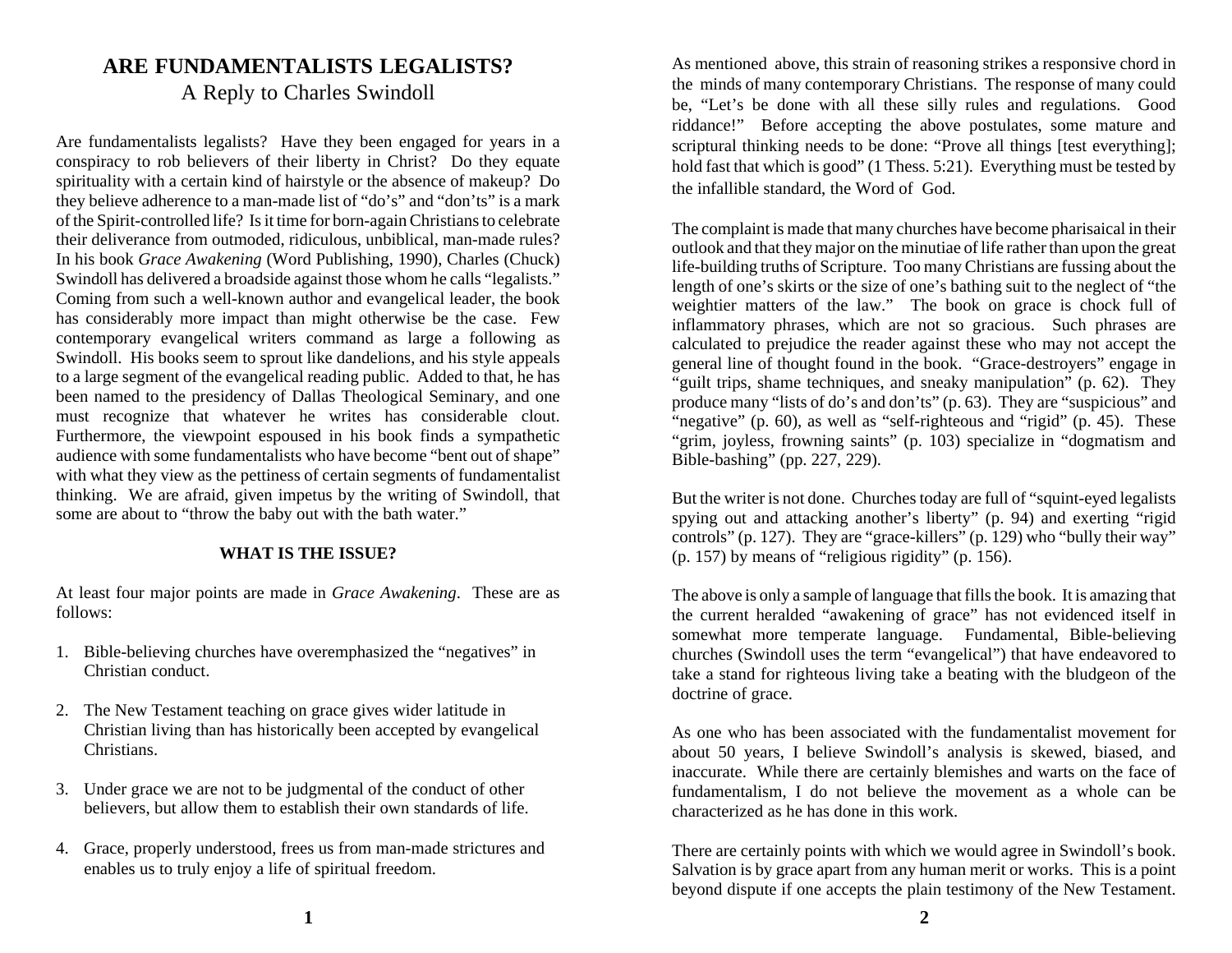# ARE FUNDAMENTALISTS LEGALISTS?

## A Reply to Charles Swindoll

Are fundamentalists legalists? Have they been engaged for years in a conspiracy to rob believers of their liberty in Christ? Do they equate spirituality with a certain kind of hairstyle or the absence of makeup? Do they believe adherence to a man-made list of "do's" and "don'ts" is a mark of the Spirit-controlled life? Is it time for born-again Christians to celebrate their deliverance from outmoded, ridiculous, unbiblical, man-made rules? In his book *Grace Awakening* (Word Publishing, 1990), Charles (Chuck) Swindoll has delivered a broadside against those whom he calls "legalists." Coming from such a well-known author and evangelical leader, the book has considerably more impact than might otherwise be the case. Few contemporary evangelical writers command as large a following as Swindoll. His books seem to sprout like dandelions, and his style appeals to a large segment of the evangelical reading public. Added to that, he has been named to the presidency of Dallas Theological Seminary, and one must recognize that whatever he writes has considerable clout. Furthermore, the viewpoint espoused in his book finds a sympathetic audience with some fundamentalists who have become "bent out of shape" with what they view as the pettiness of certain segments of fundamentalist thinking. We are afraid, given impetus by the writing of Swindoll, that some are about to "throw the baby out with the bath water."

### WHAT IS THE ISSUE?

At least four major points are made in *Grace Awakening*. These are as follows:

1. Bible-believing churches have overemphasized the "negatives" in Christian conduct.
2. The New Testament teaching on grace gives wider latitude in Christian living than has historically been accepted by evangelical Christians.
3. Under grace we are not to be judgmental of the conduct of other believers, but allow them to establish their own standards of life.
4. Grace, properly understood, frees us from man-made strictures and enables us to truly enjoy a life of spiritual freedom.

As mentioned above, this strain of reasoning strikes a responsive chord in the minds of many contemporary Christians. The response of many could be, "Let's be done with all these silly rules and regulations. Good riddance!" Before accepting the above postulates, some mature and scriptural thinking needs to be done: "Prove all things [test everything]; hold fast that which is good" (1 Thess. 5:21). Everything must be tested by the infallible standard, the Word of God.

The complaint is made that many churches have become pharisaical in their outlook and that they major on the minutiae of life rather than upon the great life-building truths of Scripture. Too many Christians are fussing about the length of one's skirts or the size of one's bathing suit to the neglect of "the weightier matters of the law." The book on grace is chock full of inflammatory phrases, which are not so gracious. Such phrases are calculated to prejudice the reader against these who may not accept the general line of thought found in the book. "Grace-destroyers" engage in "guilt trips, shame techniques, and sneaky manipulation" (p. 62). They produce many "lists of do's and don'ts" (p. 63). They are "suspicious" and "negative" (p. 60), as well as "self-righteous and "rigid" (p. 45). These "grim, joyless, frowning saints" (p. 103) specialize in "dogmatism and Bible-bashing" (pp. 227, 229).

But the writer is not done. Churches today are full of "squint-eyed legalists spying out and attacking another's liberty" (p. 94) and exerting "rigid controls" (p. 127). They are "grace-killers" (p. 129) who "bully their way" (p. 157) by means of "religious rigidity" (p. 156).

The above is only a sample of language that fills the book. It is amazing that the current heralded "awakening of grace" has not evidenced itself in somewhat more temperate language. Fundamental, Bible-believing churches (Swindoll uses the term "evangelical") that have endeavored to take a stand for righteous living take a beating with the bludgeon of the doctrine of grace.

As one who has been associated with the fundamentalist movement for about 50 years, I believe Swindoll's analysis is skewed, biased, and inaccurate. While there are certainly blemishes and warts on the face of fundamentalism, I do not believe the movement as a whole can be characterized as he has done in this work.

There are certainly points with which we would agree in Swindoll's book. Salvation is by grace apart from any human merit or works. This is a point beyond dispute if one accepts the plain testimony of the New Testament.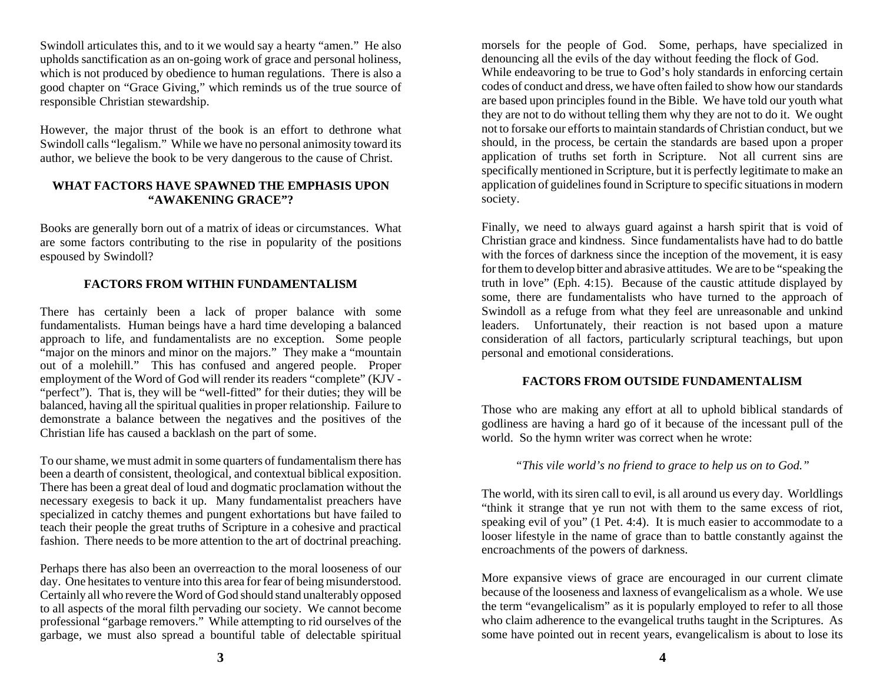Swindoll articulates this, and to it we would say a hearty "amen." He also upholds sanctification as an on-going work of grace and personal holiness, which is not produced by obedience to human regulations. There is also a good chapter on "Grace Giving," which reminds us of the true source of responsible Christian stewardship.

However, the major thrust of the book is an effort to dethrone what Swindoll calls "legalism." While we have no personal animosity toward its author, we believe the book to be very dangerous to the cause of Christ.

## WHAT FACTORS HAVE SPAWNED THE EMPHASIS UPON "AWAKENING GRACE"?

Books are generally born out of a matrix of ideas or circumstances. What are some factors contributing to the rise in popularity of the positions espoused by Swindoll?

### FACTORS FROM WITHIN FUNDAMENTALISM

There has certainly been a lack of proper balance with some fundamentalists. Human beings have a hard time developing a balanced approach to life, and fundamentalists are no exception. Some people "major on the minors and minor on the majors." They make a "mountain out of a molehill." This has confused and angered people. Proper employment of the Word of God will render its readers "complete" (KJV - "perfect"). That is, they will be "well-fitted" for their duties; they will be balanced, having all the spiritual qualities in proper relationship. Failure to demonstrate a balance between the negatives and the positives of the Christian life has caused a backlash on the part of some.

To our shame, we must admit in some quarters of fundamentalism there has been a dearth of consistent, theological, and contextual biblical exposition. There has been a great deal of loud and dogmatic proclamation without the necessary exegesis to back it up. Many fundamentalist preachers have specialized in catchy themes and pungent exhortations but have failed to teach their people the great truths of Scripture in a cohesive and practical fashion. There needs to be more attention to the art of doctrinal preaching.

Perhaps there has also been an overreaction to the moral looseness of our day. One hesitates to venture into this area for fear of being misunderstood. Certainly all who revere the Word of God should stand unalterably opposed to all aspects of the moral filth pervading our society. We cannot become professional "garbage removers." While attempting to rid ourselves of the garbage, we must also spread a bountiful table of delectable spiritual morsels for the people of God. Some, perhaps, have specialized in denouncing all the evils of the day without feeding the flock of God.

While endeavoring to be true to God's holy standards in enforcing certain codes of conduct and dress, we have often failed to show how our standards are based upon principles found in the Bible. We have told our youth what they are not to do without telling them why they are not to do it. We ought not to forsake our efforts to maintain standards of Christian conduct, but we should, in the process, be certain the standards are based upon a proper application of truths set forth in Scripture. Not all current sins are specifically mentioned in Scripture, but it is perfectly legitimate to make an application of guidelines found in Scripture to specific situations in modern society.

Finally, we need to always guard against a harsh spirit that is void of Christian grace and kindness. Since fundamentalists have had to do battle with the forces of darkness since the inception of the movement, it is easy for them to develop bitter and abrasive attitudes. We are to be "speaking the truth in love" (Eph. 4:15). Because of the caustic attitude displayed by some, there are fundamentalists who have turned to the approach of Swindoll as a refuge from what they feel are unreasonable and unkind leaders. Unfortunately, their reaction is not based upon a mature consideration of all factors, particularly scriptural teachings, but upon personal and emotional considerations.

### FACTORS FROM OUTSIDE FUNDAMENTALISM

Those who are making any effort at all to uphold biblical standards of godliness are having a hard go of it because of the incessant pull of the world. So the hymn writer was correct when he wrote:

> *"This vile world's no friend to grace to help us on to God."*

The world, with its siren call to evil, is all around us every day. Worldlings "think it strange that ye run not with them to the same excess of riot, speaking evil of you" (1 Pet. 4:4). It is much easier to accommodate to a looser lifestyle in the name of grace than to battle constantly against the encroachments of the powers of darkness.

More expansive views of grace are encouraged in our current climate because of the looseness and laxness of evangelicalism as a whole. We use the term "evangelicalism" as it is popularly employed to refer to all those who claim adherence to the evangelical truths taught in the Scriptures. As some have pointed out in recent years, evangelicalism is about to lose its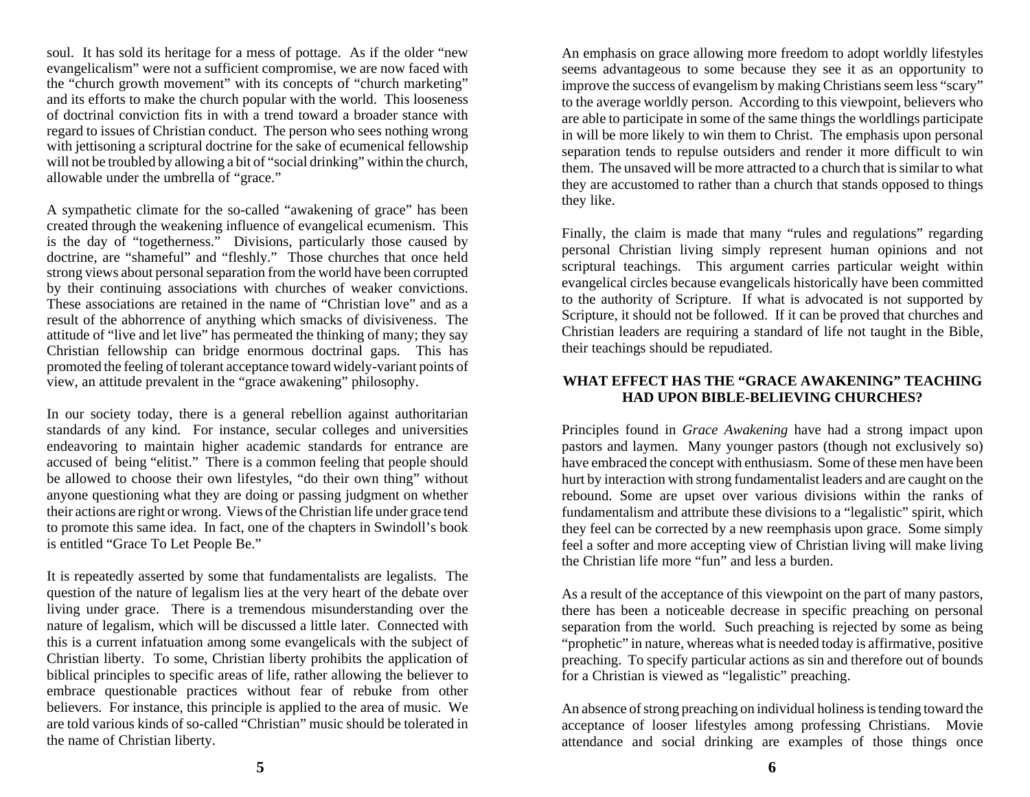soul. It has sold its heritage for a mess of pottage. As if the older "new evangelicalism" were not a sufficient compromise, we are now faced with the "church growth movement" with its concepts of "church marketing" and its efforts to make the church popular with the world. This looseness of doctrinal conviction fits in with a trend toward a broader stance with regard to issues of Christian conduct. The person who sees nothing wrong with jettisoning a scriptural doctrine for the sake of ecumenical fellowship will not be troubled by allowing a bit of "social drinking" within the church, allowable under the umbrella of "grace."

A sympathetic climate for the so-called "awakening of grace" has been created through the weakening influence of evangelical ecumenism. This is the day of "togetherness." Divisions, particularly those caused by doctrine, are "shameful" and "fleshly." Those churches that once held strong views about personal separation from the world have been corrupted by their continuing associations with churches of weaker convictions. These associations are retained in the name of "Christian love" and as a result of the abhorrence of anything which smacks of divisiveness. The attitude of "live and let live" has permeated the thinking of many; they say Christian fellowship can bridge enormous doctrinal gaps. This has promoted the feeling of tolerant acceptance toward widely-variant points of view, an attitude prevalent in the "grace awakening" philosophy.

In our society today, there is a general rebellion against authoritarian standards of any kind. For instance, secular colleges and universities endeavoring to maintain higher academic standards for entrance are accused of being "elitist." There is a common feeling that people should be allowed to choose their own lifestyles, "do their own thing" without anyone questioning what they are doing or passing judgment on whether their actions are right or wrong. Views of the Christian life under grace tend to promote this same idea. In fact, one of the chapters in Swindoll's book is entitled "Grace To Let People Be."

It is repeatedly asserted by some that fundamentalists are legalists. The question of the nature of legalism lies at the very heart of the debate over living under grace. There is a tremendous misunderstanding over the nature of legalism, which will be discussed a little later. Connected with this is a current infatuation among some evangelicals with the subject of Christian liberty. To some, Christian liberty prohibits the application of biblical principles to specific areas of life, rather allowing the believer to embrace questionable practices without fear of rebuke from other believers. For instance, this principle is applied to the area of music. We are told various kinds of so-called "Christian" music should be tolerated in the name of Christian liberty.

An emphasis on grace allowing more freedom to adopt worldly lifestyles seems advantageous to some because they see it as an opportunity to improve the success of evangelism by making Christians seem less "scary" to the average worldly person. According to this viewpoint, believers who are able to participate in some of the same things the worldlings participate in will be more likely to win them to Christ. The emphasis upon personal separation tends to repulse outsiders and render it more difficult to win them. The unsaved will be more attracted to a church that is similar to what they are accustomed to rather than a church that stands opposed to things they like.

Finally, the claim is made that many "rules and regulations" regarding personal Christian living simply represent human opinions and not scriptural teachings. This argument carries particular weight within evangelical circles because evangelicals historically have been committed to the authority of Scripture. If what is advocated is not supported by Scripture, it should not be followed. If it can be proved that churches and Christian leaders are requiring a standard of life not taught in the Bible, their teachings should be repudiated.

## WHAT EFFECT HAS THE "GRACE AWAKENING" TEACHING HAD UPON BIBLE-BELIEVING CHURCHES?

Principles found in *Grace Awakening* have had a strong impact upon pastors and laymen. Many younger pastors (though not exclusively so) have embraced the concept with enthusiasm. Some of these men have been hurt by interaction with strong fundamentalist leaders and are caught on the rebound. Some are upset over various divisions within the ranks of fundamentalism and attribute these divisions to a "legalistic" spirit, which they feel can be corrected by a new reemphasis upon grace. Some simply feel a softer and more accepting view of Christian living will make living the Christian life more "fun" and less a burden.

As a result of the acceptance of this viewpoint on the part of many pastors, there has been a noticeable decrease in specific preaching on personal separation from the world. Such preaching is rejected by some as being "prophetic" in nature, whereas what is needed today is affirmative, positive preaching. To specify particular actions as sin and therefore out of bounds for a Christian is viewed as "legalistic" preaching.

An absence of strong preaching on individual holiness is tending toward the acceptance of looser lifestyles among professing Christians. Movie attendance and social drinking are examples of those things once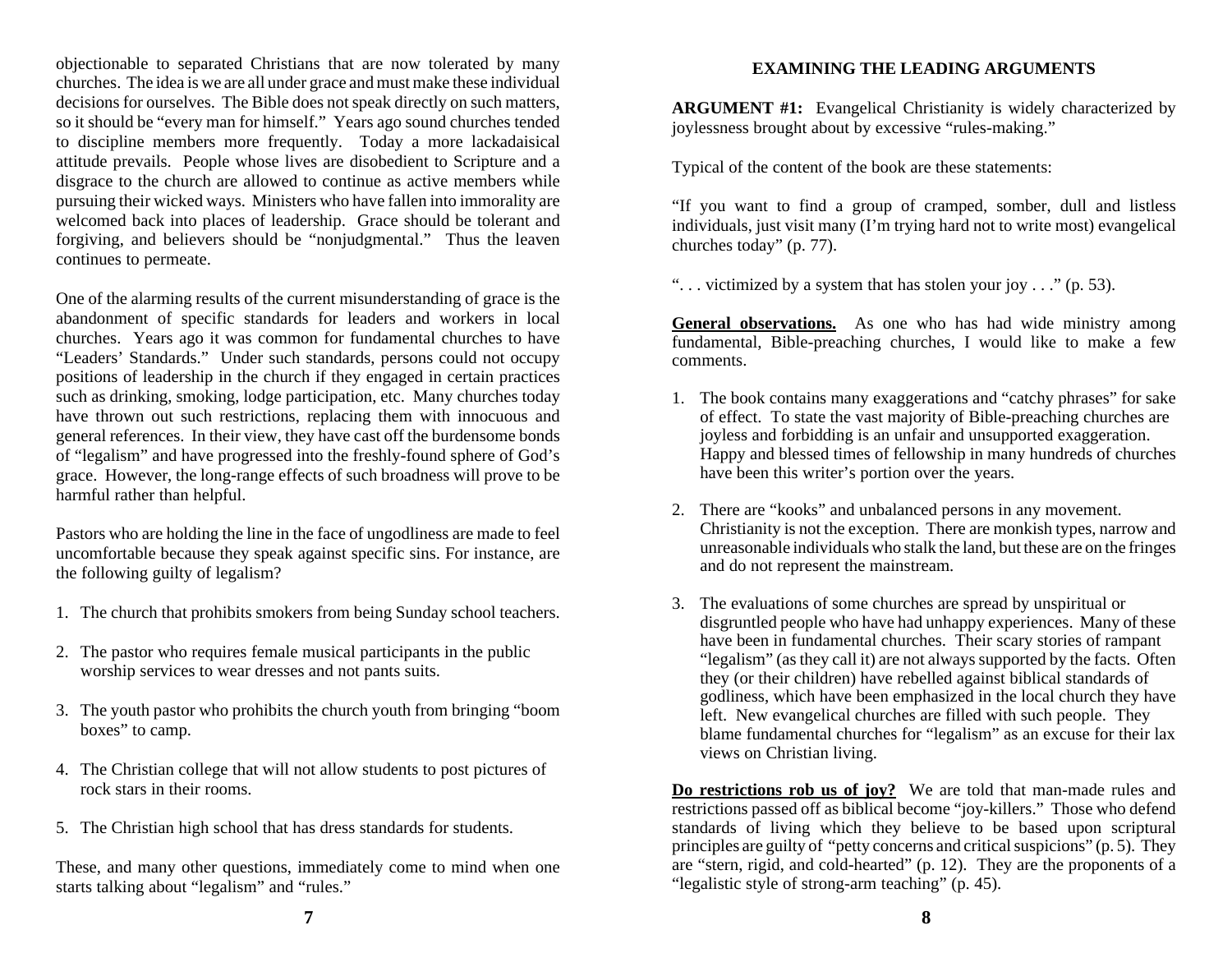objectionable to separated Christians that are now tolerated by many churches. The idea is we are all under grace and must make these individual decisions for ourselves. The Bible does not speak directly on such matters, so it should be "every man for himself." Years ago sound churches tended to discipline members more frequently. Today a more lackadaisical attitude prevails. People whose lives are disobedient to Scripture and a disgrace to the church are allowed to continue as active members while pursuing their wicked ways. Ministers who have fallen into immorality are welcomed back into places of leadership. Grace should be tolerant and forgiving, and believers should be "nonjudgmental." Thus the leaven continues to permeate.

One of the alarming results of the current misunderstanding of grace is the abandonment of specific standards for leaders and workers in local churches. Years ago it was common for fundamental churches to have "Leaders' Standards." Under such standards, persons could not occupy positions of leadership in the church if they engaged in certain practices such as drinking, smoking, lodge participation, etc. Many churches today have thrown out such restrictions, replacing them with innocuous and general references. In their view, they have cast off the burdensome bonds of "legalism" and have progressed into the freshly-found sphere of God's grace. However, the long-range effects of such broadness will prove to be harmful rather than helpful.

Pastors who are holding the line in the face of ungodliness are made to feel uncomfortable because they speak against specific sins. For instance, are the following guilty of legalism?

1. The church that prohibits smokers from being Sunday school teachers.
2. The pastor who requires female musical participants in the public worship services to wear dresses and not pants suits.
3. The youth pastor who prohibits the church youth from bringing "boom boxes" to camp.
4. The Christian college that will not allow students to post pictures of rock stars in their rooms.
5. The Christian high school that has dress standards for students.

These, and many other questions, immediately come to mind when one starts talking about "legalism" and "rules."

## EXAMINING THE LEADING ARGUMENTS

**ARGUMENT #1:** Evangelical Christianity is widely characterized by joylessness brought about by excessive "rules-making."

Typical of the content of the book are these statements:

"If you want to find a group of cramped, somber, dull and listless individuals, just visit many (I'm trying hard not to write most) evangelical churches today" (p. 77).

". . . victimized by a system that has stolen your joy . . ." (p. 53).

**General observations.** As one who has had wide ministry among fundamental, Bible-preaching churches, I would like to make a few comments.

1. The book contains many exaggerations and "catchy phrases" for sake of effect. To state the vast majority of Bible-preaching churches are joyless and forbidding is an unfair and unsupported exaggeration. Happy and blessed times of fellowship in many hundreds of churches have been this writer's portion over the years.
2. There are "kooks" and unbalanced persons in any movement. Christianity is not the exception. There are monkish types, narrow and unreasonable individuals who stalk the land, but these are on the fringes and do not represent the mainstream.
3. The evaluations of some churches are spread by unspiritual or disgruntled people who have had unhappy experiences. Many of these have been in fundamental churches. Their scary stories of rampant "legalism" (as they call it) are not always supported by the facts. Often they (or their children) have rebelled against biblical standards of godliness, which have been emphasized in the local church they have left. New evangelical churches are filled with such people. They blame fundamental churches for "legalism" as an excuse for their lax views on Christian living.

**Do restrictions rob us of joy?** We are told that man-made rules and restrictions passed off as biblical become "joy-killers." Those who defend standards of living which they believe to be based upon scriptural principles are guilty of "petty concerns and critical suspicions" (p. 5). They are "stern, rigid, and cold-hearted" (p. 12). They are the proponents of a "legalistic style of strong-arm teaching" (p. 45).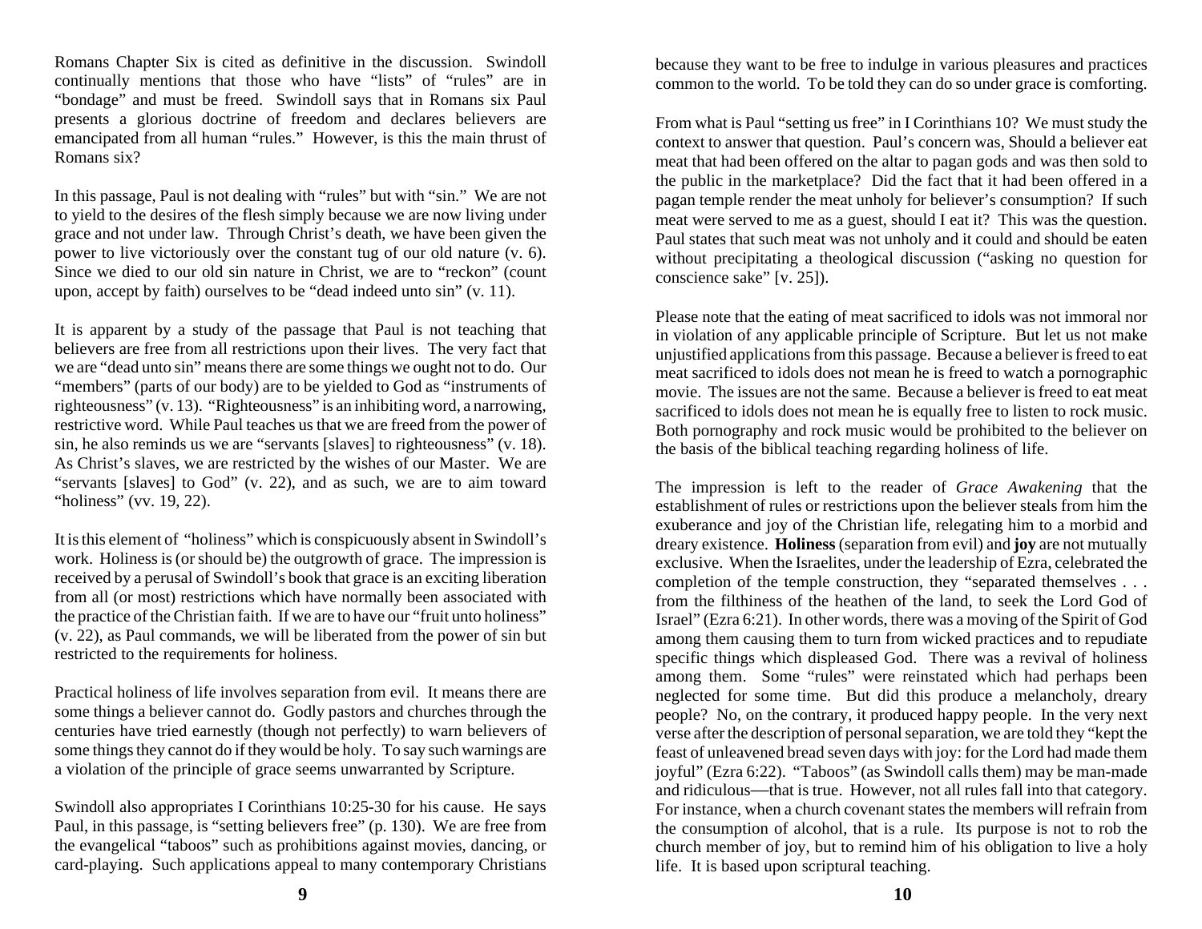Romans Chapter Six is cited as definitive in the discussion. Swindoll continually mentions that those who have "lists" of "rules" are in "bondage" and must be freed. Swindoll says that in Romans six Paul presents a glorious doctrine of freedom and declares believers are emancipated from all human "rules." However, is this the main thrust of Romans six?

In this passage, Paul is not dealing with "rules" but with "sin." We are not to yield to the desires of the flesh simply because we are now living under grace and not under law. Through Christ's death, we have been given the power to live victoriously over the constant tug of our old nature (v. 6). Since we died to our old sin nature in Christ, we are to "reckon" (count upon, accept by faith) ourselves to be "dead indeed unto sin" (v. 11).

It is apparent by a study of the passage that Paul is not teaching that believers are free from all restrictions upon their lives. The very fact that we are "dead unto sin" means there are some things we ought not to do. Our "members" (parts of our body) are to be yielded to God as "instruments of righteousness" (v. 13). "Righteousness" is an inhibiting word, a narrowing, restrictive word. While Paul teaches us that we are freed from the power of sin, he also reminds us we are "servants [slaves] to righteousness" (v. 18). As Christ's slaves, we are restricted by the wishes of our Master. We are "servants [slaves] to God" (v. 22), and as such, we are to aim toward "holiness" (vv. 19, 22).

It is this element of "holiness" which is conspicuously absent in Swindoll's work. Holiness is (or should be) the outgrowth of grace. The impression is received by a perusal of Swindoll's book that grace is an exciting liberation from all (or most) restrictions which have normally been associated with the practice of the Christian faith. If we are to have our "fruit unto holiness" (v. 22), as Paul commands, we will be liberated from the power of sin but restricted to the requirements for holiness.

Practical holiness of life involves separation from evil. It means there are some things a believer cannot do. Godly pastors and churches through the centuries have tried earnestly (though not perfectly) to warn believers of some things they cannot do if they would be holy. To say such warnings are a violation of the principle of grace seems unwarranted by Scripture.

Swindoll also appropriates I Corinthians 10:25-30 for his cause. He says Paul, in this passage, is "setting believers free" (p. 130). We are free from the evangelical "taboos" such as prohibitions against movies, dancing, or card-playing. Such applications appeal to many contemporary Christians because they want to be free to indulge in various pleasures and practices common to the world. To be told they can do so under grace is comforting.

From what is Paul "setting us free" in I Corinthians 10? We must study the context to answer that question. Paul's concern was, Should a believer eat meat that had been offered on the altar to pagan gods and was then sold to the public in the marketplace? Did the fact that it had been offered in a pagan temple render the meat unholy for believer's consumption? If such meat were served to me as a guest, should I eat it? This was the question. Paul states that such meat was not unholy and it could and should be eaten without precipitating a theological discussion ("asking no question for conscience sake" [v. 25]).

Please note that the eating of meat sacrificed to idols was not immoral nor in violation of any applicable principle of Scripture. But let us not make unjustified applications from this passage. Because a believer is freed to eat meat sacrificed to idols does not mean he is freed to watch a pornographic movie. The issues are not the same. Because a believer is freed to eat meat sacrificed to idols does not mean he is equally free to listen to rock music. Both pornography and rock music would be prohibited to the believer on the basis of the biblical teaching regarding holiness of life.

The impression is left to the reader of *Grace Awakening* that the establishment of rules or restrictions upon the believer steals from him the exuberance and joy of the Christian life, relegating him to a morbid and dreary existence. **Holiness** (separation from evil) and **joy** are not mutually exclusive. When the Israelites, under the leadership of Ezra, celebrated the completion of the temple construction, they "separated themselves . . . from the filthiness of the heathen of the land, to seek the Lord God of Israel" (Ezra 6:21). In other words, there was a moving of the Spirit of God among them causing them to turn from wicked practices and to repudiate specific things which displeased God. There was a revival of holiness among them. Some "rules" were reinstated which had perhaps been neglected for some time. But did this produce a melancholy, dreary people? No, on the contrary, it produced happy people. In the very next verse after the description of personal separation, we are told they "kept the feast of unleavened bread seven days with joy: for the Lord had made them joyful" (Ezra 6:22). "Taboos" (as Swindoll calls them) may be man-made and ridiculous—that is true. However, not all rules fall into that category. For instance, when a church covenant states the members will refrain from the consumption of alcohol, that is a rule. Its purpose is not to rob the church member of joy, but to remind him of his obligation to live a holy life. It is based upon scriptural teaching.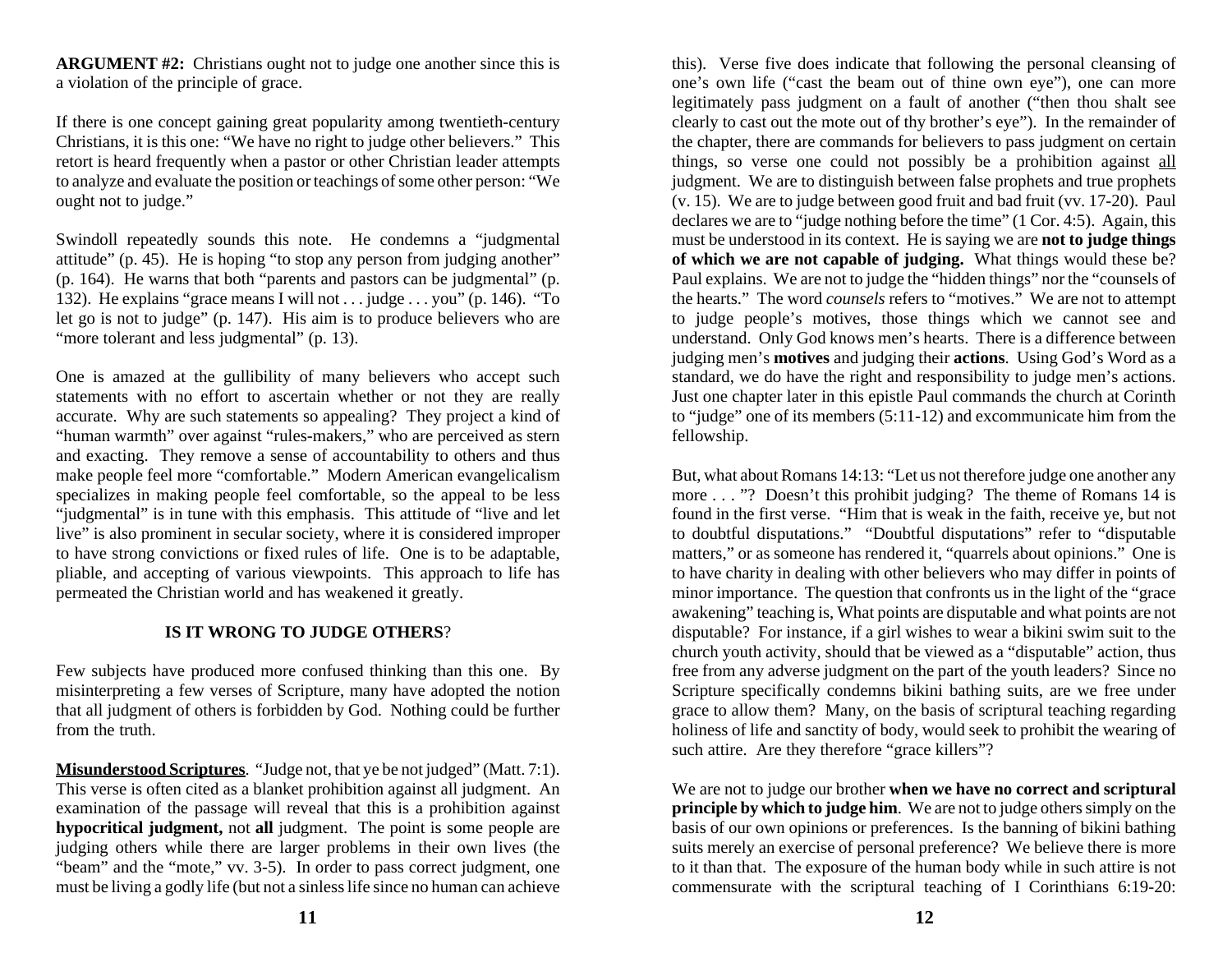**ARGUMENT #2:** Christians ought not to judge one another since this is a violation of the principle of grace.

If there is one concept gaining great popularity among twentieth-century Christians, it is this one: "We have no right to judge other believers." This retort is heard frequently when a pastor or other Christian leader attempts to analyze and evaluate the position or teachings of some other person: "We ought not to judge."

Swindoll repeatedly sounds this note. He condemns a "judgmental attitude" (p. 45). He is hoping "to stop any person from judging another" (p. 164). He warns that both "parents and pastors can be judgmental" (p. 132). He explains "grace means I will not . . . judge . . . you" (p. 146). "To let go is not to judge" (p. 147). His aim is to produce believers who are "more tolerant and less judgmental" (p. 13).

One is amazed at the gullibility of many believers who accept such statements with no effort to ascertain whether or not they are really accurate. Why are such statements so appealing? They project a kind of "human warmth" over against "rules-makers," who are perceived as stern and exacting. They remove a sense of accountability to others and thus make people feel more "comfortable." Modern American evangelicalism specializes in making people feel comfortable, so the appeal to be less "judgmental" is in tune with this emphasis. This attitude of "live and let live" is also prominent in secular society, where it is considered improper to have strong convictions or fixed rules of life. One is to be adaptable, pliable, and accepting of various viewpoints. This approach to life has permeated the Christian world and has weakened it greatly.

## IS IT WRONG TO JUDGE OTHERS?

Few subjects have produced more confused thinking than this one. By misinterpreting a few verses of Scripture, many have adopted the notion that all judgment of others is forbidden by God. Nothing could be further from the truth.

**Misunderstood Scriptures**. "Judge not, that ye be not judged" (Matt. 7:1). This verse is often cited as a blanket prohibition against all judgment. An examination of the passage will reveal that this is a prohibition against **hypocritical judgment,** not **all** judgment. The point is some people are judging others while there are larger problems in their own lives (the "beam" and the "mote," vv. 3-5). In order to pass correct judgment, one must be living a godly life (but not a sinless life since no human can achieve this). Verse five does indicate that following the personal cleansing of one's own life ("cast the beam out of thine own eye"), one can more legitimately pass judgment on a fault of another ("then thou shalt see clearly to cast out the mote out of thy brother's eye"). In the remainder of the chapter, there are commands for believers to pass judgment on certain things, so verse one could not possibly be a prohibition against all judgment. We are to distinguish between false prophets and true prophets (v. 15). We are to judge between good fruit and bad fruit (vv. 17-20). Paul declares we are to "judge nothing before the time" (1 Cor. 4:5). Again, this must be understood in its context. He is saying we are **not to judge things of which we are not capable of judging.** What things would these be? Paul explains. We are not to judge the "hidden things" nor the "counsels of the hearts." The word *counsels* refers to "motives." We are not to attempt to judge people's motives, those things which we cannot see and understand. Only God knows men's hearts. There is a difference between judging men's **motives** and judging their **actions**. Using God's Word as a standard, we do have the right and responsibility to judge men's actions. Just one chapter later in this epistle Paul commands the church at Corinth to "judge" one of its members (5:11-12) and excommunicate him from the fellowship.

But, what about Romans 14:13: "Let us not therefore judge one another any more . . . "? Doesn't this prohibit judging? The theme of Romans 14 is found in the first verse. "Him that is weak in the faith, receive ye, but not to doubtful disputations." "Doubtful disputations" refer to "disputable matters," or as someone has rendered it, "quarrels about opinions." One is to have charity in dealing with other believers who may differ in points of minor importance. The question that confronts us in the light of the "grace awakening" teaching is, What points are disputable and what points are not disputable? For instance, if a girl wishes to wear a bikini swim suit to the church youth activity, should that be viewed as a "disputable" action, thus free from any adverse judgment on the part of the youth leaders? Since no Scripture specifically condemns bikini bathing suits, are we free under grace to allow them? Many, on the basis of scriptural teaching regarding holiness of life and sanctity of body, would seek to prohibit the wearing of such attire. Are they therefore "grace killers"?

We are not to judge our brother **when we have no correct and scriptural principle by which to judge him**. We are not to judge others simply on the basis of our own opinions or preferences. Is the banning of bikini bathing suits merely an exercise of personal preference? We believe there is more to it than that. The exposure of the human body while in such attire is not commensurate with the scriptural teaching of I Corinthians 6:19-20: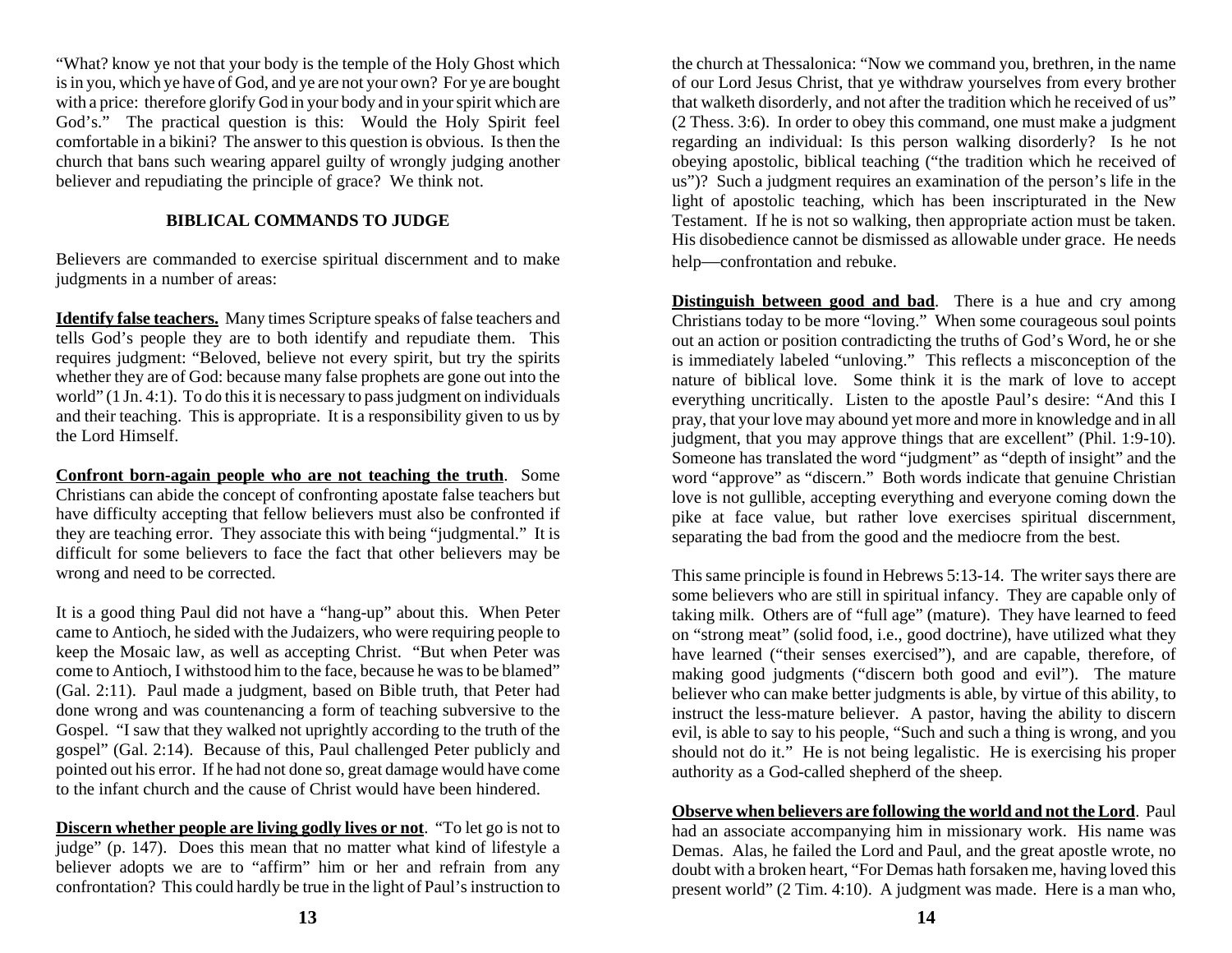"What? know ye not that your body is the temple of the Holy Ghost which is in you, which ye have of God, and ye are not your own? For ye are bought with a price: therefore glorify God in your body and in your spirit which are God's." The practical question is this: Would the Holy Spirit feel comfortable in a bikini? The answer to this question is obvious. Is then the church that bans such wearing apparel guilty of wrongly judging another believer and repudiating the principle of grace? We think not.

## BIBLICAL COMMANDS TO JUDGE

Believers are commanded to exercise spiritual discernment and to make judgments in a number of areas:

**Identify false teachers.** Many times Scripture speaks of false teachers and tells God's people they are to both identify and repudiate them. This requires judgment: "Beloved, believe not every spirit, but try the spirits whether they are of God: because many false prophets are gone out into the world" (1 Jn. 4:1). To do this it is necessary to pass judgment on individuals and their teaching. This is appropriate. It is a responsibility given to us by the Lord Himself.

**Confront born-again people who are not teaching the truth**. Some Christians can abide the concept of confronting apostate false teachers but have difficulty accepting that fellow believers must also be confronted if they are teaching error. They associate this with being "judgmental." It is difficult for some believers to face the fact that other believers may be wrong and need to be corrected.

It is a good thing Paul did not have a "hang-up" about this. When Peter came to Antioch, he sided with the Judaizers, who were requiring people to keep the Mosaic law, as well as accepting Christ. "But when Peter was come to Antioch, I withstood him to the face, because he was to be blamed" (Gal. 2:11). Paul made a judgment, based on Bible truth, that Peter had done wrong and was countenancing a form of teaching subversive to the Gospel. "I saw that they walked not uprightly according to the truth of the gospel" (Gal. 2:14). Because of this, Paul challenged Peter publicly and pointed out his error. If he had not done so, great damage would have come to the infant church and the cause of Christ would have been hindered.

**Discern whether people are living godly lives or not**. "To let go is not to judge" (p. 147). Does this mean that no matter what kind of lifestyle a believer adopts we are to "affirm" him or her and refrain from any confrontation? This could hardly be true in the light of Paul's instruction to the church at Thessalonica: "Now we command you, brethren, in the name of our Lord Jesus Christ, that ye withdraw yourselves from every brother that walketh disorderly, and not after the tradition which he received of us" (2 Thess. 3:6). In order to obey this command, one must make a judgment regarding an individual: Is this person walking disorderly? Is he not obeying apostolic, biblical teaching ("the tradition which he received of us")? Such a judgment requires an examination of the person's life in the light of apostolic teaching, which has been inscripturated in the New Testament. If he is not so walking, then appropriate action must be taken. His disobedience cannot be dismissed as allowable under grace. He needs help—confrontation and rebuke.

**Distinguish between good and bad**. There is a hue and cry among Christians today to be more "loving." When some courageous soul points out an action or position contradicting the truths of God's Word, he or she is immediately labeled "unloving." This reflects a misconception of the nature of biblical love. Some think it is the mark of love to accept everything uncritically. Listen to the apostle Paul's desire: "And this I pray, that your love may abound yet more and more in knowledge and in all judgment, that you may approve things that are excellent" (Phil. 1:9-10). Someone has translated the word "judgment" as "depth of insight" and the word "approve" as "discern." Both words indicate that genuine Christian love is not gullible, accepting everything and everyone coming down the pike at face value, but rather love exercises spiritual discernment, separating the bad from the good and the mediocre from the best.

This same principle is found in Hebrews 5:13-14. The writer says there are some believers who are still in spiritual infancy. They are capable only of taking milk. Others are of "full age" (mature). They have learned to feed on "strong meat" (solid food, i.e., good doctrine), have utilized what they have learned ("their senses exercised"), and are capable, therefore, of making good judgments ("discern both good and evil"). The mature believer who can make better judgments is able, by virtue of this ability, to instruct the less-mature believer. A pastor, having the ability to discern evil, is able to say to his people, "Such and such a thing is wrong, and you should not do it." He is not being legalistic. He is exercising his proper authority as a God-called shepherd of the sheep.

**Observe when believers are following the world and not the Lord**. Paul had an associate accompanying him in missionary work. His name was Demas. Alas, he failed the Lord and Paul, and the great apostle wrote, no doubt with a broken heart, "For Demas hath forsaken me, having loved this present world" (2 Tim. 4:10). A judgment was made. Here is a man who,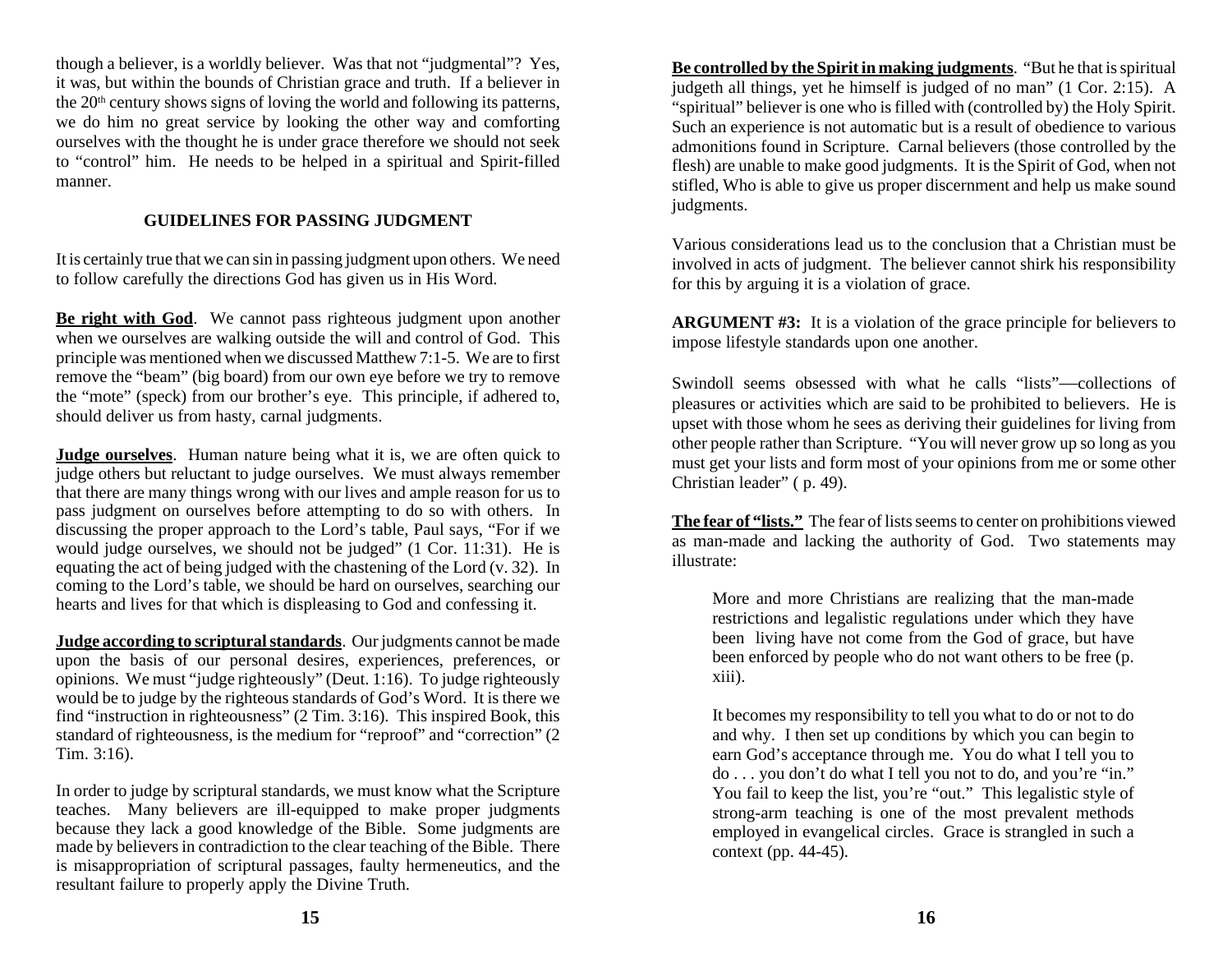though a believer, is a worldly believer. Was that not "judgmental"? Yes, it was, but within the bounds of Christian grace and truth. If a believer in the 20th century shows signs of loving the world and following its patterns, we do him no great service by looking the other way and comforting ourselves with the thought he is under grace therefore we should not seek to "control" him. He needs to be helped in a spiritual and Spirit-filled manner.

## GUIDELINES FOR PASSING JUDGMENT

It is certainly true that we can sin in passing judgment upon others. We need to follow carefully the directions God has given us in His Word.

**Be right with God**. We cannot pass righteous judgment upon another when we ourselves are walking outside the will and control of God. This principle was mentioned when we discussed Matthew 7:1-5. We are to first remove the "beam" (big board) from our own eye before we try to remove the "mote" (speck) from our brother's eye. This principle, if adhered to, should deliver us from hasty, carnal judgments.

**Judge ourselves**. Human nature being what it is, we are often quick to judge others but reluctant to judge ourselves. We must always remember that there are many things wrong with our lives and ample reason for us to pass judgment on ourselves before attempting to do so with others. In discussing the proper approach to the Lord's table, Paul says, "For if we would judge ourselves, we should not be judged" (1 Cor. 11:31). He is equating the act of being judged with the chastening of the Lord (v. 32). In coming to the Lord's table, we should be hard on ourselves, searching our hearts and lives for that which is displeasing to God and confessing it.

**Judge according to scriptural standards**. Our judgments cannot be made upon the basis of our personal desires, experiences, preferences, or opinions. We must "judge righteously" (Deut. 1:16). To judge righteously would be to judge by the righteous standards of God's Word. It is there we find "instruction in righteousness" (2 Tim. 3:16). This inspired Book, this standard of righteousness, is the medium for "reproof" and "correction" (2 Tim. 3:16).

In order to judge by scriptural standards, we must know what the Scripture teaches. Many believers are ill-equipped to make proper judgments because they lack a good knowledge of the Bible. Some judgments are made by believers in contradiction to the clear teaching of the Bible. There is misappropriation of scriptural passages, faulty hermeneutics, and the resultant failure to properly apply the Divine Truth.

**Be controlled by the Spirit in making judgments**. "But he that is spiritual judgeth all things, yet he himself is judged of no man" (1 Cor. 2:15). A "spiritual" believer is one who is filled with (controlled by) the Holy Spirit. Such an experience is not automatic but is a result of obedience to various admonitions found in Scripture. Carnal believers (those controlled by the flesh) are unable to make good judgments. It is the Spirit of God, when not stifled, Who is able to give us proper discernment and help us make sound judgments.

Various considerations lead us to the conclusion that a Christian must be involved in acts of judgment. The believer cannot shirk his responsibility for this by arguing it is a violation of grace.

**ARGUMENT #3:** It is a violation of the grace principle for believers to impose lifestyle standards upon one another.

Swindoll seems obsessed with what he calls "lists"—collections of pleasures or activities which are said to be prohibited to believers. He is upset with those whom he sees as deriving their guidelines for living from other people rather than Scripture. "You will never grow up so long as you must get your lists and form most of your opinions from me or some other Christian leader" ( p. 49).

**The fear of "lists."** The fear of lists seems to center on prohibitions viewed as man-made and lacking the authority of God. Two statements may illustrate:

> More and more Christians are realizing that the man-made restrictions and legalistic regulations under which they have been living have not come from the God of grace, but have been enforced by people who do not want others to be free (p. xiii).
>
> It becomes my responsibility to tell you what to do or not to do and why. I then set up conditions by which you can begin to earn God's acceptance through me. You do what I tell you to do . . . you don't do what I tell you not to do, and you're "in." You fail to keep the list, you're "out." This legalistic style of strong-arm teaching is one of the most prevalent methods employed in evangelical circles. Grace is strangled in such a context (pp. 44-45).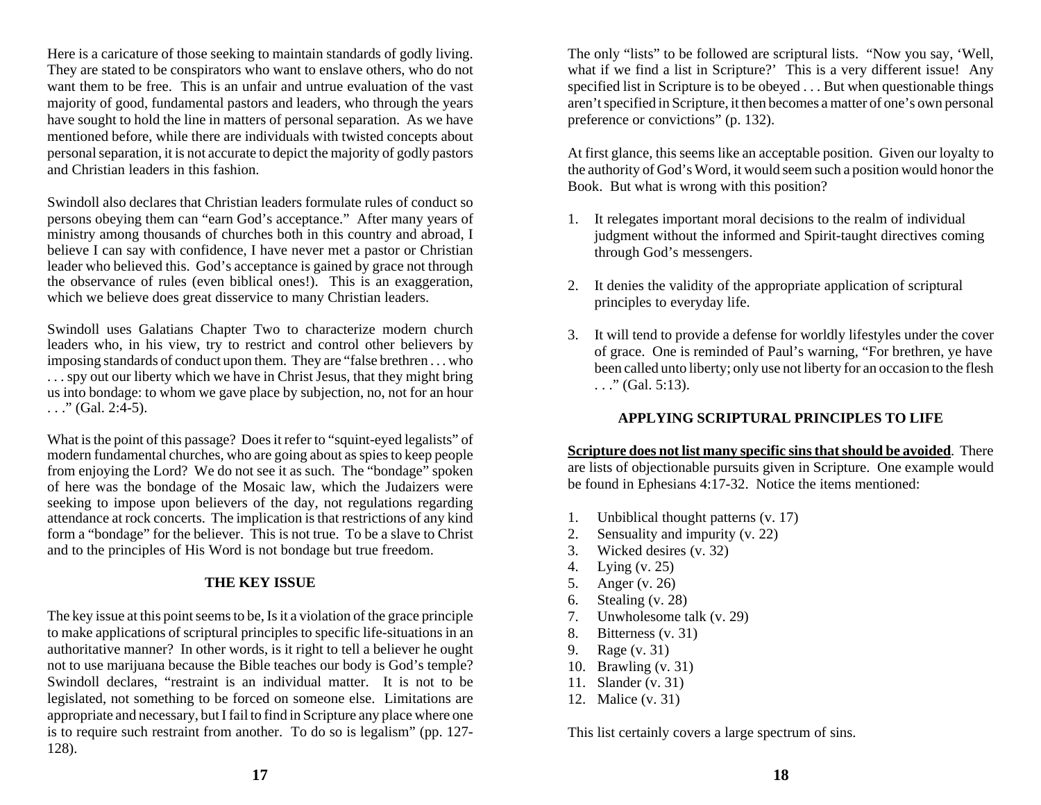Here is a caricature of those seeking to maintain standards of godly living. They are stated to be conspirators who want to enslave others, who do not want them to be free. This is an unfair and untrue evaluation of the vast majority of good, fundamental pastors and leaders, who through the years have sought to hold the line in matters of personal separation. As we have mentioned before, while there are individuals with twisted concepts about personal separation, it is not accurate to depict the majority of godly pastors and Christian leaders in this fashion.

Swindoll also declares that Christian leaders formulate rules of conduct so persons obeying them can "earn God's acceptance." After many years of ministry among thousands of churches both in this country and abroad, I believe I can say with confidence, I have never met a pastor or Christian leader who believed this. God's acceptance is gained by grace not through the observance of rules (even biblical ones!). This is an exaggeration, which we believe does great disservice to many Christian leaders.

Swindoll uses Galatians Chapter Two to characterize modern church leaders who, in his view, try to restrict and control other believers by imposing standards of conduct upon them. They are "false brethren . . . who . . . spy out our liberty which we have in Christ Jesus, that they might bring us into bondage: to whom we gave place by subjection, no, not for an hour . . ." (Gal. 2:4-5).

What is the point of this passage? Does it refer to "squint-eyed legalists" of modern fundamental churches, who are going about as spies to keep people from enjoying the Lord? We do not see it as such. The "bondage" spoken of here was the bondage of the Mosaic law, which the Judaizers were seeking to impose upon believers of the day, not regulations regarding attendance at rock concerts. The implication is that restrictions of any kind form a "bondage" for the believer. This is not true. To be a slave to Christ and to the principles of His Word is not bondage but true freedom.

## THE KEY ISSUE

The key issue at this point seems to be, Is it a violation of the grace principle to make applications of scriptural principles to specific life-situations in an authoritative manner? In other words, is it right to tell a believer he ought not to use marijuana because the Bible teaches our body is God's temple? Swindoll declares, "restraint is an individual matter. It is not to be legislated, not something to be forced on someone else. Limitations are appropriate and necessary, but I fail to find in Scripture any place where one is to require such restraint from another. To do so is legalism" (pp. 127-128).

The only "lists" to be followed are scriptural lists. "Now you say, 'Well, what if we find a list in Scripture?' This is a very different issue! Any specified list in Scripture is to be obeyed . . . But when questionable things aren't specified in Scripture, it then becomes a matter of one's own personal preference or convictions" (p. 132).

At first glance, this seems like an acceptable position. Given our loyalty to the authority of God's Word, it would seem such a position would honor the Book. But what is wrong with this position?

1. It relegates important moral decisions to the realm of individual judgment without the informed and Spirit-taught directives coming through God's messengers.

2. It denies the validity of the appropriate application of scriptural principles to everyday life.

3. It will tend to provide a defense for worldly lifestyles under the cover of grace. One is reminded of Paul's warning, "For brethren, ye have been called unto liberty; only use not liberty for an occasion to the flesh . . ." (Gal. 5:13).

## APPLYING SCRIPTURAL PRINCIPLES TO LIFE

<u>**Scripture does not list many specific sins that should be avoided**</u>. There are lists of objectionable pursuits given in Scripture. One example would be found in Ephesians 4:17-32. Notice the items mentioned:

1. Unbiblical thought patterns (v. 17)
2. Sensuality and impurity (v. 22)
3. Wicked desires (v. 32)
4. Lying (v. 25)
5. Anger (v. 26)
6. Stealing (v. 28)
7. Unwholesome talk (v. 29)
8. Bitterness (v. 31)
9. Rage (v. 31)
10. Brawling (v. 31)
11. Slander (v. 31)
12. Malice (v. 31)

This list certainly covers a large spectrum of sins.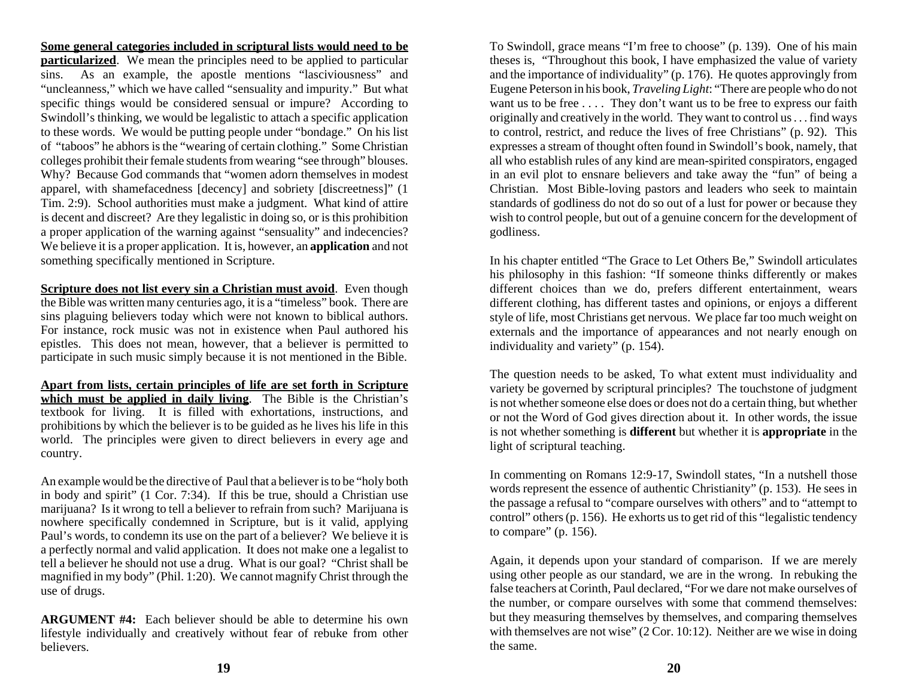**Some general categories included in scriptural lists would need to be particularized**. We mean the principles need to be applied to particular sins. As an example, the apostle mentions "lasciviousness" and "uncleanness," which we have called "sensuality and impurity." But what specific things would be considered sensual or impure? According to Swindoll's thinking, we would be legalistic to attach a specific application to these words. We would be putting people under "bondage." On his list of "taboos" he abhors is the "wearing of certain clothing." Some Christian colleges prohibit their female students from wearing "see through" blouses. Why? Because God commands that "women adorn themselves in modest apparel, with shamefacedness [decency] and sobriety [discreetness]" (1 Tim. 2:9). School authorities must make a judgment. What kind of attire is decent and discreet? Are they legalistic in doing so, or is this prohibition a proper application of the warning against "sensuality" and indecencies? We believe it is a proper application. It is, however, an **application** and not something specifically mentioned in Scripture.

**Scripture does not list every sin a Christian must avoid**. Even though the Bible was written many centuries ago, it is a "timeless" book. There are sins plaguing believers today which were not known to biblical authors. For instance, rock music was not in existence when Paul authored his epistles. This does not mean, however, that a believer is permitted to participate in such music simply because it is not mentioned in the Bible.

**Apart from lists, certain principles of life are set forth in Scripture which must be applied in daily living**. The Bible is the Christian's textbook for living. It is filled with exhortations, instructions, and prohibitions by which the believer is to be guided as he lives his life in this world. The principles were given to direct believers in every age and country.

An example would be the directive of Paul that a believer is to be "holy both in body and spirit" (1 Cor. 7:34). If this be true, should a Christian use marijuana? Is it wrong to tell a believer to refrain from such? Marijuana is nowhere specifically condemned in Scripture, but is it valid, applying Paul's words, to condemn its use on the part of a believer? We believe it is a perfectly normal and valid application. It does not make one a legalist to tell a believer he should not use a drug. What is our goal? "Christ shall be magnified in my body" (Phil. 1:20). We cannot magnify Christ through the use of drugs.

**ARGUMENT #4:** Each believer should be able to determine his own lifestyle individually and creatively without fear of rebuke from other believers.

To Swindoll, grace means "I'm free to choose" (p. 139). One of his main theses is, "Throughout this book, I have emphasized the value of variety and the importance of individuality" (p. 176). He quotes approvingly from Eugene Peterson in his book, *Traveling Light*: "There are people who do not want us to be free . . . . They don't want us to be free to express our faith originally and creatively in the world. They want to control us . . . find ways to control, restrict, and reduce the lives of free Christians" (p. 92). This expresses a stream of thought often found in Swindoll's book, namely, that all who establish rules of any kind are mean-spirited conspirators, engaged in an evil plot to ensnare believers and take away the "fun" of being a Christian. Most Bible-loving pastors and leaders who seek to maintain standards of godliness do not do so out of a lust for power or because they wish to control people, but out of a genuine concern for the development of godliness.

In his chapter entitled "The Grace to Let Others Be," Swindoll articulates his philosophy in this fashion: "If someone thinks differently or makes different choices than we do, prefers different entertainment, wears different clothing, has different tastes and opinions, or enjoys a different style of life, most Christians get nervous. We place far too much weight on externals and the importance of appearances and not nearly enough on individuality and variety" (p. 154).

The question needs to be asked, To what extent must individuality and variety be governed by scriptural principles? The touchstone of judgment is not whether someone else does or does not do a certain thing, but whether or not the Word of God gives direction about it. In other words, the issue is not whether something is **different** but whether it is **appropriate** in the light of scriptural teaching.

In commenting on Romans 12:9-17, Swindoll states, "In a nutshell those words represent the essence of authentic Christianity" (p. 153). He sees in the passage a refusal to "compare ourselves with others" and to "attempt to control" others (p. 156). He exhorts us to get rid of this "legalistic tendency to compare" (p. 156).

Again, it depends upon your standard of comparison. If we are merely using other people as our standard, we are in the wrong. In rebuking the false teachers at Corinth, Paul declared, "For we dare not make ourselves of the number, or compare ourselves with some that commend themselves: but they measuring themselves by themselves, and comparing themselves with themselves are not wise" (2 Cor. 10:12). Neither are we wise in doing the same.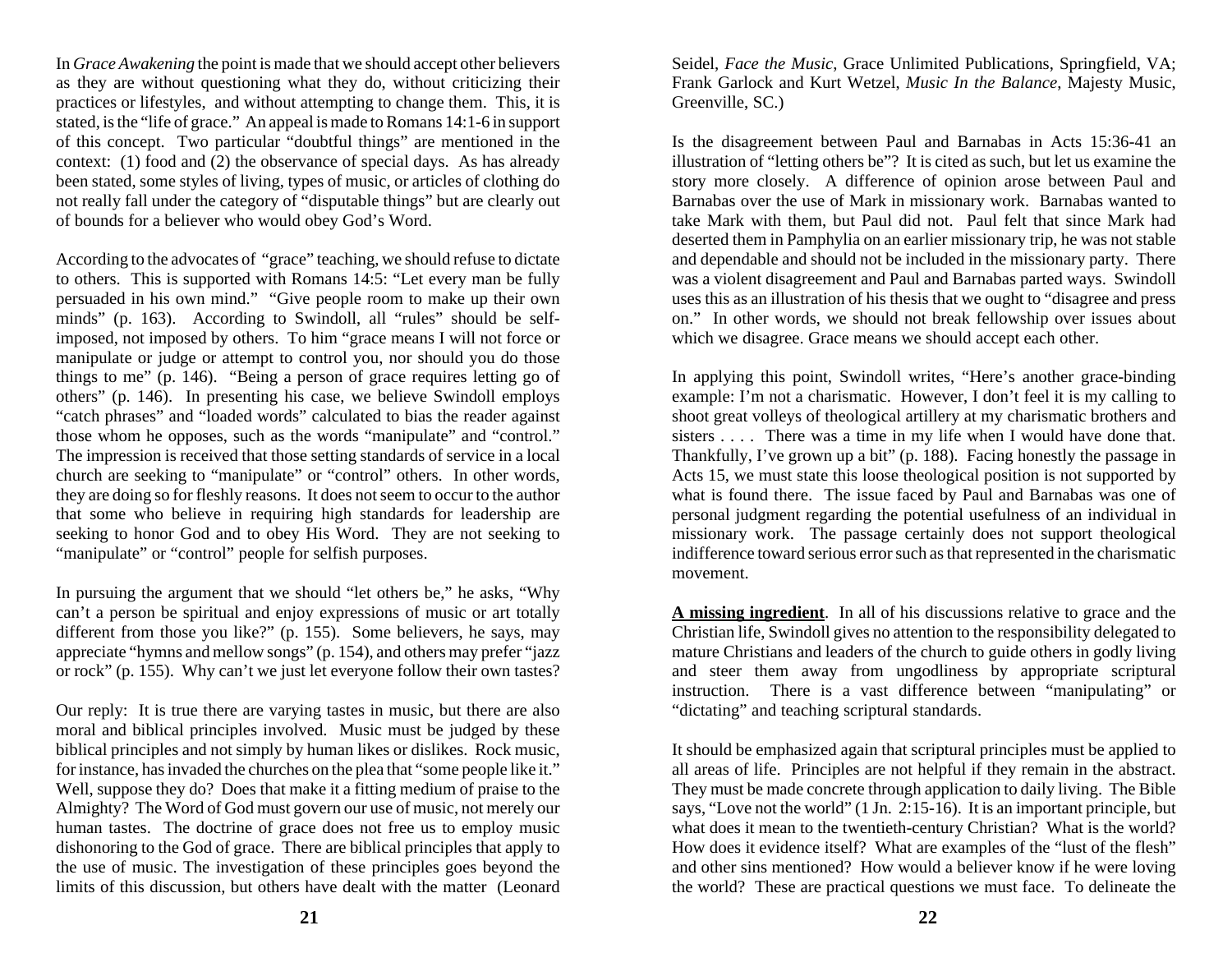In *Grace Awakening* the point is made that we should accept other believers as they are without questioning what they do, without criticizing their practices or lifestyles, and without attempting to change them. This, it is stated, is the "life of grace." An appeal is made to Romans 14:1-6 in support of this concept. Two particular "doubtful things" are mentioned in the context: (1) food and (2) the observance of special days. As has already been stated, some styles of living, types of music, or articles of clothing do not really fall under the category of "disputable things" but are clearly out of bounds for a believer who would obey God's Word.

According to the advocates of "grace" teaching, we should refuse to dictate to others. This is supported with Romans 14:5: "Let every man be fully persuaded in his own mind." "Give people room to make up their own minds" (p. 163). According to Swindoll, all "rules" should be self-imposed, not imposed by others. To him "grace means I will not force or manipulate or judge or attempt to control you, nor should you do those things to me" (p. 146). "Being a person of grace requires letting go of others" (p. 146). In presenting his case, we believe Swindoll employs "catch phrases" and "loaded words" calculated to bias the reader against those whom he opposes, such as the words "manipulate" and "control." The impression is received that those setting standards of service in a local church are seeking to "manipulate" or "control" others. In other words, they are doing so for fleshly reasons. It does not seem to occur to the author that some who believe in requiring high standards for leadership are seeking to honor God and to obey His Word. They are not seeking to "manipulate" or "control" people for selfish purposes.

In pursuing the argument that we should "let others be," he asks, "Why can't a person be spiritual and enjoy expressions of music or art totally different from those you like?" (p. 155). Some believers, he says, may appreciate "hymns and mellow songs" (p. 154), and others may prefer "jazz or rock" (p. 155). Why can't we just let everyone follow their own tastes?

Our reply: It is true there are varying tastes in music, but there are also moral and biblical principles involved. Music must be judged by these biblical principles and not simply by human likes or dislikes. Rock music, for instance, has invaded the churches on the plea that "some people like it." Well, suppose they do? Does that make it a fitting medium of praise to the Almighty? The Word of God must govern our use of music, not merely our human tastes. The doctrine of grace does not free us to employ music dishonoring to the God of grace. There are biblical principles that apply to the use of music. The investigation of these principles goes beyond the limits of this discussion, but others have dealt with the matter (Leonard Seidel, *Face the Music*, Grace Unlimited Publications, Springfield, VA; Frank Garlock and Kurt Wetzel, *Music In the Balance*, Majesty Music, Greenville, SC.)

Is the disagreement between Paul and Barnabas in Acts 15:36-41 an illustration of "letting others be"? It is cited as such, but let us examine the story more closely. A difference of opinion arose between Paul and Barnabas over the use of Mark in missionary work. Barnabas wanted to take Mark with them, but Paul did not. Paul felt that since Mark had deserted them in Pamphylia on an earlier missionary trip, he was not stable and dependable and should not be included in the missionary party. There was a violent disagreement and Paul and Barnabas parted ways. Swindoll uses this as an illustration of his thesis that we ought to "disagree and press on." In other words, we should not break fellowship over issues about which we disagree. Grace means we should accept each other.

In applying this point, Swindoll writes, "Here's another grace-binding example: I'm not a charismatic. However, I don't feel it is my calling to shoot great volleys of theological artillery at my charismatic brothers and sisters . . . . There was a time in my life when I would have done that. Thankfully, I've grown up a bit" (p. 188). Facing honestly the passage in Acts 15, we must state this loose theological position is not supported by what is found there. The issue faced by Paul and Barnabas was one of personal judgment regarding the potential usefulness of an individual in missionary work. The passage certainly does not support theological indifference toward serious error such as that represented in the charismatic movement.

**A missing ingredient**. In all of his discussions relative to grace and the Christian life, Swindoll gives no attention to the responsibility delegated to mature Christians and leaders of the church to guide others in godly living and steer them away from ungodliness by appropriate scriptural instruction. There is a vast difference between "manipulating" or "dictating" and teaching scriptural standards.

It should be emphasized again that scriptural principles must be applied to all areas of life. Principles are not helpful if they remain in the abstract. They must be made concrete through application to daily living. The Bible says, "Love not the world" (1 Jn. 2:15-16). It is an important principle, but what does it mean to the twentieth-century Christian? What is the world? How does it evidence itself? What are examples of the "lust of the flesh" and other sins mentioned? How would a believer know if he were loving the world? These are practical questions we must face. To delineate the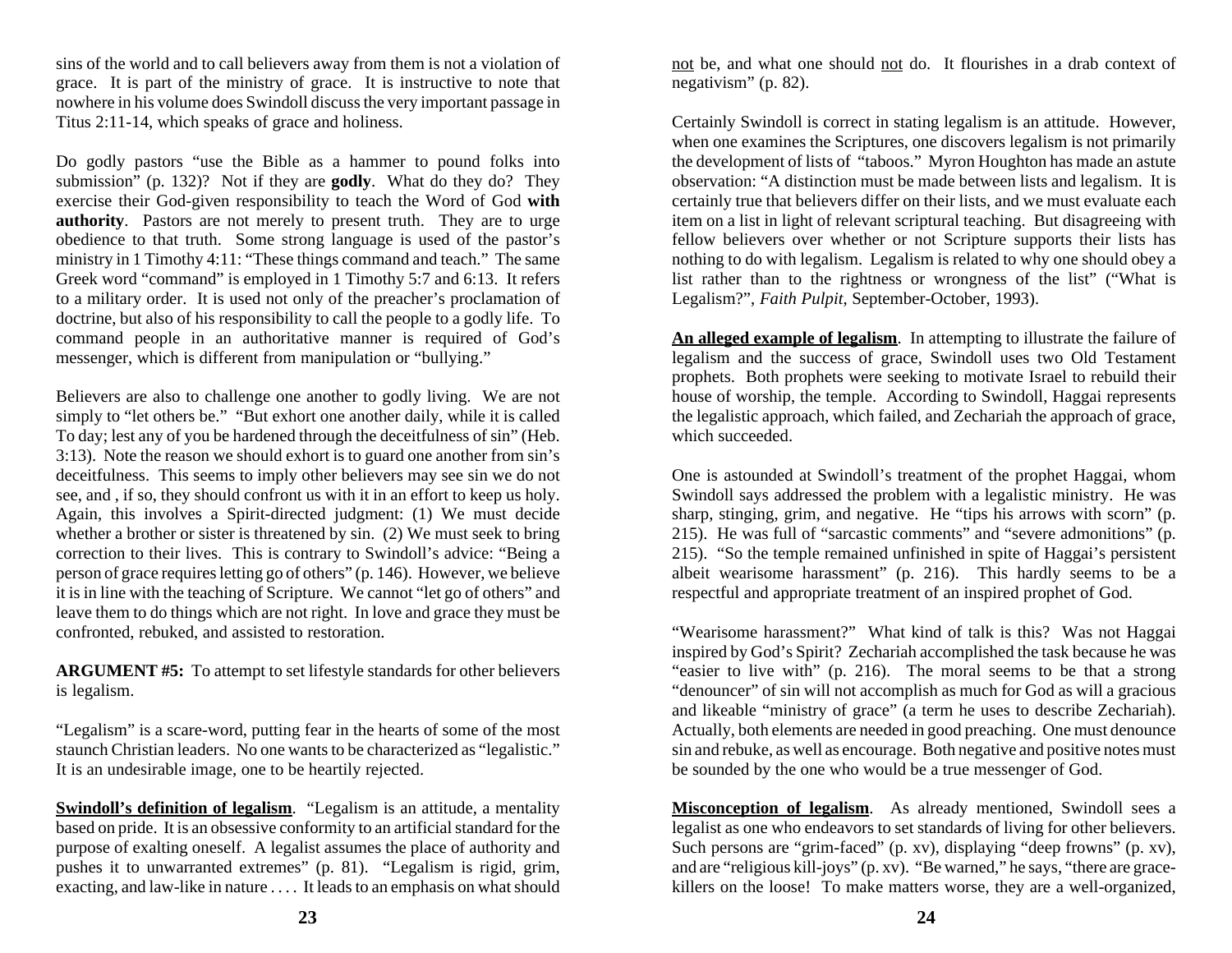sins of the world and to call believers away from them is not a violation of grace. It is part of the ministry of grace. It is instructive to note that nowhere in his volume does Swindoll discuss the very important passage in Titus 2:11-14, which speaks of grace and holiness.

Do godly pastors "use the Bible as a hammer to pound folks into submission" (p. 132)? Not if they are **godly**. What do they do? They exercise their God-given responsibility to teach the Word of God **with authority**. Pastors are not merely to present truth. They are to urge obedience to that truth. Some strong language is used of the pastor's ministry in 1 Timothy 4:11: "These things command and teach." The same Greek word "command" is employed in 1 Timothy 5:7 and 6:13. It refers to a military order. It is used not only of the preacher's proclamation of doctrine, but also of his responsibility to call the people to a godly life. To command people in an authoritative manner is required of God's messenger, which is different from manipulation or "bullying."

Believers are also to challenge one another to godly living. We are not simply to "let others be." "But exhort one another daily, while it is called To day; lest any of you be hardened through the deceitfulness of sin" (Heb. 3:13). Note the reason we should exhort is to guard one another from sin's deceitfulness. This seems to imply other believers may see sin we do not see, and , if so, they should confront us with it in an effort to keep us holy. Again, this involves a Spirit-directed judgment: (1) We must decide whether a brother or sister is threatened by sin. (2) We must seek to bring correction to their lives. This is contrary to Swindoll's advice: "Being a person of grace requires letting go of others" (p. 146). However, we believe it is in line with the teaching of Scripture. We cannot "let go of others" and leave them to do things which are not right. In love and grace they must be confronted, rebuked, and assisted to restoration.

**ARGUMENT #5:** To attempt to set lifestyle standards for other believers is legalism.

"Legalism" is a scare-word, putting fear in the hearts of some of the most staunch Christian leaders. No one wants to be characterized as "legalistic." It is an undesirable image, one to be heartily rejected.

**<u>Swindoll's definition of legalism</u>**. "Legalism is an attitude, a mentality based on pride. It is an obsessive conformity to an artificial standard for the purpose of exalting oneself. A legalist assumes the place of authority and pushes it to unwarranted extremes" (p. 81). "Legalism is rigid, grim, exacting, and law-like in nature . . . . It leads to an emphasis on what should <u>not</u> be, and what one should <u>not</u> do. It flourishes in a drab context of negativism" (p. 82).

Certainly Swindoll is correct in stating legalism is an attitude. However, when one examines the Scriptures, one discovers legalism is not primarily the development of lists of "taboos." Myron Houghton has made an astute observation: "A distinction must be made between lists and legalism. It is certainly true that believers differ on their lists, and we must evaluate each item on a list in light of relevant scriptural teaching. But disagreeing with fellow believers over whether or not Scripture supports their lists has nothing to do with legalism. Legalism is related to why one should obey a list rather than to the rightness or wrongness of the list" ("What is Legalism?", *Faith Pulpit*, September-October, 1993).

**<u>An alleged example of legalism</u>**. In attempting to illustrate the failure of legalism and the success of grace, Swindoll uses two Old Testament prophets. Both prophets were seeking to motivate Israel to rebuild their house of worship, the temple. According to Swindoll, Haggai represents the legalistic approach, which failed, and Zechariah the approach of grace, which succeeded.

One is astounded at Swindoll's treatment of the prophet Haggai, whom Swindoll says addressed the problem with a legalistic ministry. He was sharp, stinging, grim, and negative. He "tips his arrows with scorn" (p. 215). He was full of "sarcastic comments" and "severe admonitions" (p. 215). "So the temple remained unfinished in spite of Haggai's persistent albeit wearisome harassment" (p. 216). This hardly seems to be a respectful and appropriate treatment of an inspired prophet of God.

"Wearisome harassment?" What kind of talk is this? Was not Haggai inspired by God's Spirit? Zechariah accomplished the task because he was "easier to live with" (p. 216). The moral seems to be that a strong "denouncer" of sin will not accomplish as much for God as will a gracious and likeable "ministry of grace" (a term he uses to describe Zechariah). Actually, both elements are needed in good preaching. One must denounce sin and rebuke, as well as encourage. Both negative and positive notes must be sounded by the one who would be a true messenger of God.

**<u>Misconception of legalism</u>**. As already mentioned, Swindoll sees a legalist as one who endeavors to set standards of living for other believers. Such persons are "grim-faced" (p. xv), displaying "deep frowns" (p. xv), and are "religious kill-joys" (p. xv). "Be warned," he says, "there are grace-killers on the loose! To make matters worse, they are a well-organized,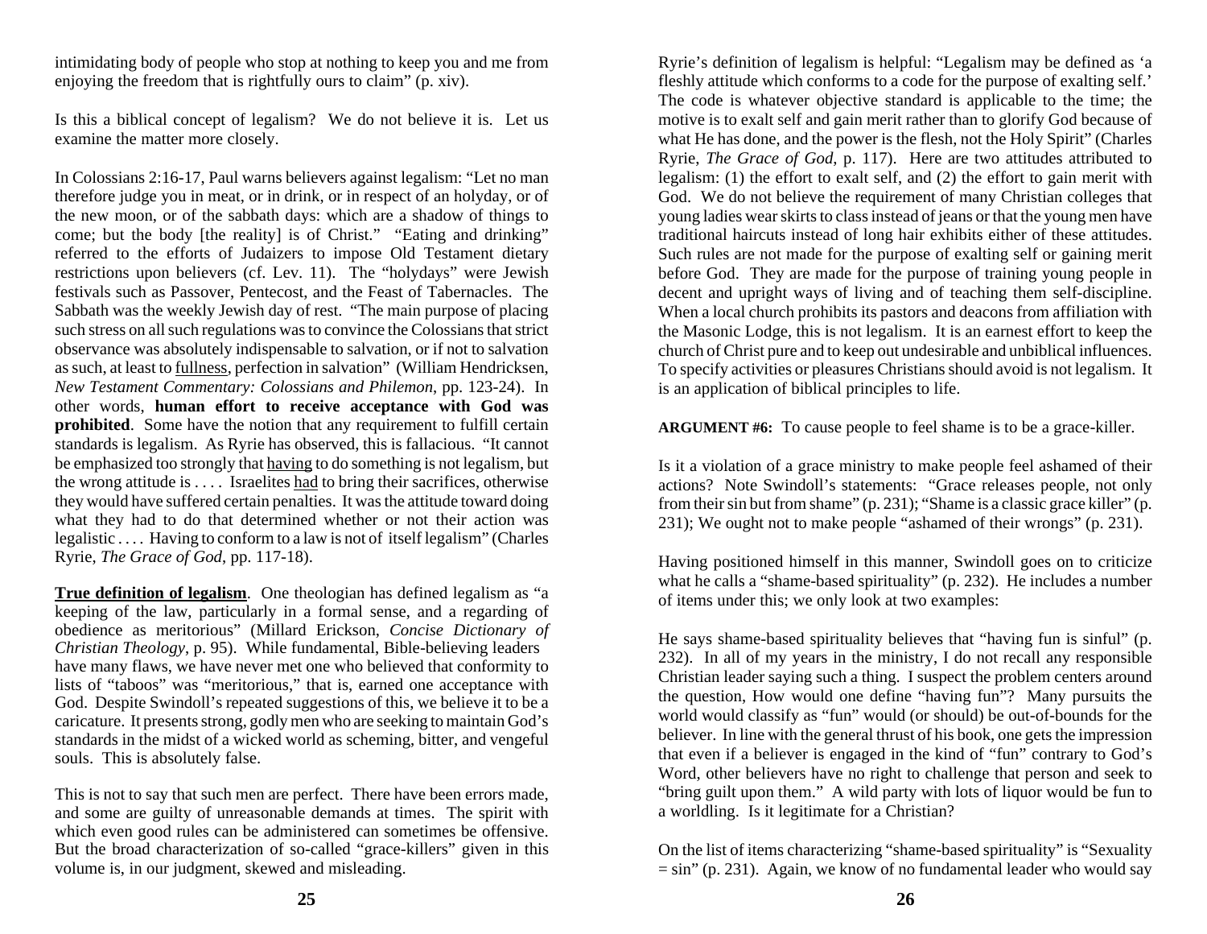intimidating body of people who stop at nothing to keep you and me from enjoying the freedom that is rightfully ours to claim" (p. xiv).

Is this a biblical concept of legalism? We do not believe it is. Let us examine the matter more closely.

In Colossians 2:16-17, Paul warns believers against legalism: "Let no man therefore judge you in meat, or in drink, or in respect of an holyday, or of the new moon, or of the sabbath days: which are a shadow of things to come; but the body [the reality] is of Christ." "Eating and drinking" referred to the efforts of Judaizers to impose Old Testament dietary restrictions upon believers (cf. Lev. 11). The "holydays" were Jewish festivals such as Passover, Pentecost, and the Feast of Tabernacles. The Sabbath was the weekly Jewish day of rest. "The main purpose of placing such stress on all such regulations was to convince the Colossians that strict observance was absolutely indispensable to salvation, or if not to salvation as such, at least to fullness, perfection in salvation" (William Hendricksen, *New Testament Commentary: Colossians and Philemon*, pp. 123-24). In other words, **human effort to receive acceptance with God was prohibited**. Some have the notion that any requirement to fulfill certain standards is legalism. As Ryrie has observed, this is fallacious. "It cannot be emphasized too strongly that having to do something is not legalism, but the wrong attitude is . . . . Israelites had to bring their sacrifices, otherwise they would have suffered certain penalties. It was the attitude toward doing what they had to do that determined whether or not their action was legalistic . . . . Having to conform to a law is not of itself legalism" (Charles Ryrie, *The Grace of God*, pp. 117-18).

**True definition of legalism**. One theologian has defined legalism as "a keeping of the law, particularly in a formal sense, and a regarding of obedience as meritorious" (Millard Erickson, *Concise Dictionary of Christian Theology*, p. 95). While fundamental, Bible-believing leaders have many flaws, we have never met one who believed that conformity to lists of "taboos" was "meritorious," that is, earned one acceptance with God. Despite Swindoll's repeated suggestions of this, we believe it to be a caricature. It presents strong, godly men who are seeking to maintain God's standards in the midst of a wicked world as scheming, bitter, and vengeful souls. This is absolutely false.

This is not to say that such men are perfect. There have been errors made, and some are guilty of unreasonable demands at times. The spirit with which even good rules can be administered can sometimes be offensive. But the broad characterization of so-called "grace-killers" given in this volume is, in our judgment, skewed and misleading.

Ryrie's definition of legalism is helpful: "Legalism may be defined as 'a fleshly attitude which conforms to a code for the purpose of exalting self.' The code is whatever objective standard is applicable to the time; the motive is to exalt self and gain merit rather than to glorify God because of what He has done, and the power is the flesh, not the Holy Spirit" (Charles Ryrie, *The Grace of God*, p. 117). Here are two attitudes attributed to legalism: (1) the effort to exalt self, and (2) the effort to gain merit with God. We do not believe the requirement of many Christian colleges that young ladies wear skirts to class instead of jeans or that the young men have traditional haircuts instead of long hair exhibits either of these attitudes. Such rules are not made for the purpose of exalting self or gaining merit before God. They are made for the purpose of training young people in decent and upright ways of living and of teaching them self-discipline. When a local church prohibits its pastors and deacons from affiliation with the Masonic Lodge, this is not legalism. It is an earnest effort to keep the church of Christ pure and to keep out undesirable and unbiblical influences. To specify activities or pleasures Christians should avoid is not legalism. It is an application of biblical principles to life.

**ARGUMENT #6:** To cause people to feel shame is to be a grace-killer.

Is it a violation of a grace ministry to make people feel ashamed of their actions? Note Swindoll's statements: "Grace releases people, not only from their sin but from shame" (p. 231); "Shame is a classic grace killer" (p. 231); We ought not to make people "ashamed of their wrongs" (p. 231).

Having positioned himself in this manner, Swindoll goes on to criticize what he calls a "shame-based spirituality" (p. 232). He includes a number of items under this; we only look at two examples:

He says shame-based spirituality believes that "having fun is sinful" (p. 232). In all of my years in the ministry, I do not recall any responsible Christian leader saying such a thing. I suspect the problem centers around the question, How would one define "having fun"? Many pursuits the world would classify as "fun" would (or should) be out-of-bounds for the believer. In line with the general thrust of his book, one gets the impression that even if a believer is engaged in the kind of "fun" contrary to God's Word, other believers have no right to challenge that person and seek to "bring guilt upon them." A wild party with lots of liquor would be fun to a worldling. Is it legitimate for a Christian?

On the list of items characterizing "shame-based spirituality" is "Sexuality = sin" (p. 231). Again, we know of no fundamental leader who would say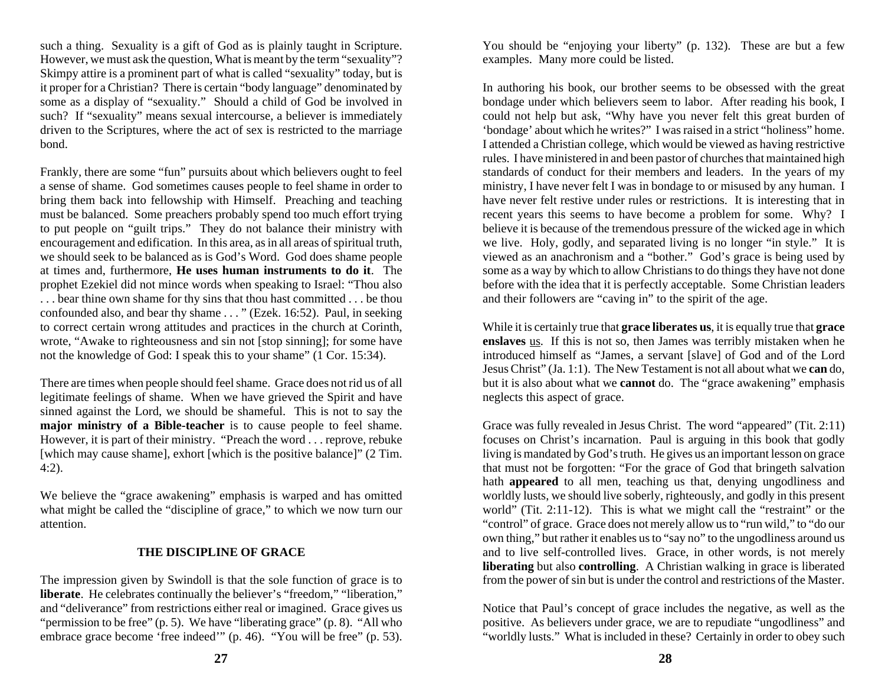such a thing. Sexuality is a gift of God as is plainly taught in Scripture. However, we must ask the question, What is meant by the term "sexuality"? Skimpy attire is a prominent part of what is called "sexuality" today, but is it proper for a Christian? There is certain "body language" denominated by some as a display of "sexuality." Should a child of God be involved in such? If "sexuality" means sexual intercourse, a believer is immediately driven to the Scriptures, where the act of sex is restricted to the marriage bond.

Frankly, there are some "fun" pursuits about which believers ought to feel a sense of shame. God sometimes causes people to feel shame in order to bring them back into fellowship with Himself. Preaching and teaching must be balanced. Some preachers probably spend too much effort trying to put people on "guilt trips." They do not balance their ministry with encouragement and edification. In this area, as in all areas of spiritual truth, we should seek to be balanced as is God's Word. God does shame people at times and, furthermore, **He uses human instruments to do it**. The prophet Ezekiel did not mince words when speaking to Israel: "Thou also . . . bear thine own shame for thy sins that thou hast committed . . . be thou confounded also, and bear thy shame . . . " (Ezek. 16:52). Paul, in seeking to correct certain wrong attitudes and practices in the church at Corinth, wrote, "Awake to righteousness and sin not [stop sinning]; for some have not the knowledge of God: I speak this to your shame" (1 Cor. 15:34).

There are times when people should feel shame. Grace does not rid us of all legitimate feelings of shame. When we have grieved the Spirit and have sinned against the Lord, we should be shameful. This is not to say the **major ministry of a Bible-teacher** is to cause people to feel shame. However, it is part of their ministry. "Preach the word . . . reprove, rebuke [which may cause shame], exhort [which is the positive balance]" (2 Tim. 4:2).

We believe the "grace awakening" emphasis is warped and has omitted what might be called the "discipline of grace," to which we now turn our attention.

## THE DISCIPLINE OF GRACE

The impression given by Swindoll is that the sole function of grace is to **liberate**. He celebrates continually the believer's "freedom," "liberation," and "deliverance" from restrictions either real or imagined. Grace gives us "permission to be free" (p. 5). We have "liberating grace" (p. 8). "All who embrace grace become 'free indeed'" (p. 46). "You will be free" (p. 53). You should be "enjoying your liberty" (p. 132). These are but a few examples. Many more could be listed.

In authoring his book, our brother seems to be obsessed with the great bondage under which believers seem to labor. After reading his book, I could not help but ask, "Why have you never felt this great burden of 'bondage' about which he writes?" I was raised in a strict "holiness" home. I attended a Christian college, which would be viewed as having restrictive rules. I have ministered in and been pastor of churches that maintained high standards of conduct for their members and leaders. In the years of my ministry, I have never felt I was in bondage to or misused by any human. I have never felt restive under rules or restrictions. It is interesting that in recent years this seems to have become a problem for some. Why? I believe it is because of the tremendous pressure of the wicked age in which we live. Holy, godly, and separated living is no longer "in style." It is viewed as an anachronism and a "bother." God's grace is being used by some as a way by which to allow Christians to do things they have not done before with the idea that it is perfectly acceptable. Some Christian leaders and their followers are "caving in" to the spirit of the age.

While it is certainly true that **grace liberates us**, it is equally true that **grace enslaves** us. If this is not so, then James was terribly mistaken when he introduced himself as "James, a servant [slave] of God and of the Lord Jesus Christ" (Ja. 1:1). The New Testament is not all about what we **can** do, but it is also about what we **cannot** do. The "grace awakening" emphasis neglects this aspect of grace.

Grace was fully revealed in Jesus Christ. The word "appeared" (Tit. 2:11) focuses on Christ's incarnation. Paul is arguing in this book that godly living is mandated by God's truth. He gives us an important lesson on grace that must not be forgotten: "For the grace of God that bringeth salvation hath **appeared** to all men, teaching us that, denying ungodliness and worldly lusts, we should live soberly, righteously, and godly in this present world" (Tit. 2:11-12). This is what we might call the "restraint" or the "control" of grace. Grace does not merely allow us to "run wild," to "do our own thing," but rather it enables us to "say no" to the ungodliness around us and to live self-controlled lives. Grace, in other words, is not merely **liberating** but also **controlling**. A Christian walking in grace is liberated from the power of sin but is under the control and restrictions of the Master.

Notice that Paul's concept of grace includes the negative, as well as the positive. As believers under grace, we are to repudiate "ungodliness" and "worldly lusts." What is included in these? Certainly in order to obey such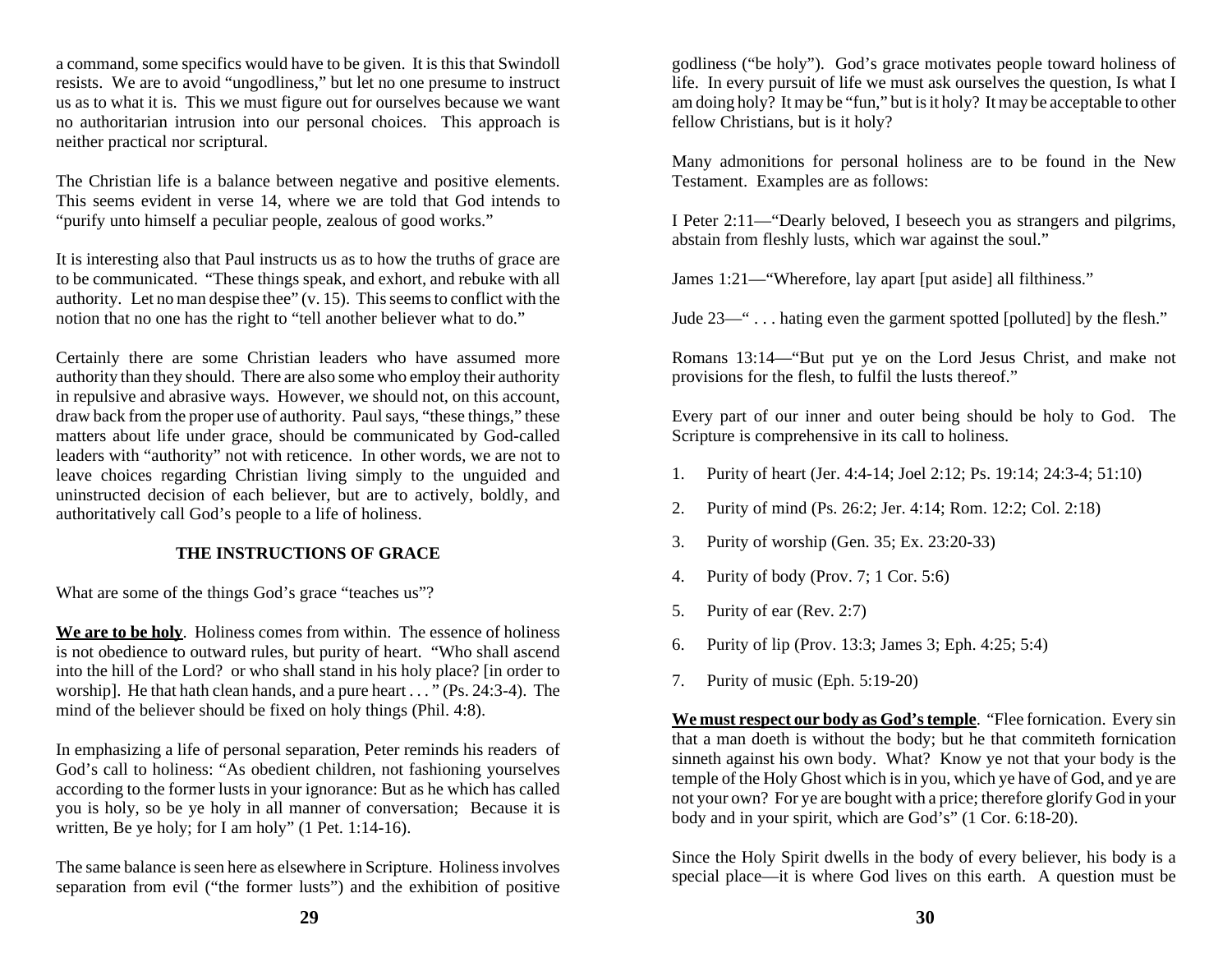a command, some specifics would have to be given. It is this that Swindoll resists. We are to avoid "ungodliness," but let no one presume to instruct us as to what it is. This we must figure out for ourselves because we want no authoritarian intrusion into our personal choices. This approach is neither practical nor scriptural.

The Christian life is a balance between negative and positive elements. This seems evident in verse 14, where we are told that God intends to "purify unto himself a peculiar people, zealous of good works."

It is interesting also that Paul instructs us as to how the truths of grace are to be communicated. "These things speak, and exhort, and rebuke with all authority. Let no man despise thee" (v. 15). This seems to conflict with the notion that no one has the right to "tell another believer what to do."

Certainly there are some Christian leaders who have assumed more authority than they should. There are also some who employ their authority in repulsive and abrasive ways. However, we should not, on this account, draw back from the proper use of authority. Paul says, "these things," these matters about life under grace, should be communicated by God-called leaders with "authority" not with reticence. In other words, we are not to leave choices regarding Christian living simply to the unguided and uninstructed decision of each believer, but are to actively, boldly, and authoritatively call God's people to a life of holiness.

## THE INSTRUCTIONS OF GRACE

What are some of the things God's grace "teaches us"?

**We are to be holy**. Holiness comes from within. The essence of holiness is not obedience to outward rules, but purity of heart. "Who shall ascend into the hill of the Lord? or who shall stand in his holy place? [in order to worship]. He that hath clean hands, and a pure heart . . . " (Ps. 24:3-4). The mind of the believer should be fixed on holy things (Phil. 4:8).

In emphasizing a life of personal separation, Peter reminds his readers of God's call to holiness: "As obedient children, not fashioning yourselves according to the former lusts in your ignorance: But as he which has called you is holy, so be ye holy in all manner of conversation; Because it is written, Be ye holy; for I am holy" (1 Pet. 1:14-16).

The same balance is seen here as elsewhere in Scripture. Holiness involves separation from evil ("the former lusts") and the exhibition of positive godliness ("be holy"). God's grace motivates people toward holiness of life. In every pursuit of life we must ask ourselves the question, Is what I am doing holy? It may be "fun," but is it holy? It may be acceptable to other fellow Christians, but is it holy?

Many admonitions for personal holiness are to be found in the New Testament. Examples are as follows:

I Peter 2:11—"Dearly beloved, I beseech you as strangers and pilgrims, abstain from fleshly lusts, which war against the soul."

James 1:21—"Wherefore, lay apart [put aside] all filthiness."

Jude 23—" . . . hating even the garment spotted [polluted] by the flesh."

Romans 13:14—"But put ye on the Lord Jesus Christ, and make not provisions for the flesh, to fulfil the lusts thereof."

Every part of our inner and outer being should be holy to God. The Scripture is comprehensive in its call to holiness.

1. Purity of heart (Jer. 4:4-14; Joel 2:12; Ps. 19:14; 24:3-4; 51:10)
2. Purity of mind (Ps. 26:2; Jer. 4:14; Rom. 12:2; Col. 2:18)
3. Purity of worship (Gen. 35; Ex. 23:20-33)
4. Purity of body (Prov. 7; 1 Cor. 5:6)
5. Purity of ear (Rev. 2:7)
6. Purity of lip (Prov. 13:3; James 3; Eph. 4:25; 5:4)
7. Purity of music (Eph. 5:19-20)

**We must respect our body as God's temple**. "Flee fornication. Every sin that a man doeth is without the body; but he that commiteth fornication sinneth against his own body. What? Know ye not that your body is the temple of the Holy Ghost which is in you, which ye have of God, and ye are not your own? For ye are bought with a price; therefore glorify God in your body and in your spirit, which are God's" (1 Cor. 6:18-20).

Since the Holy Spirit dwells in the body of every believer, his body is a special place—it is where God lives on this earth. A question must be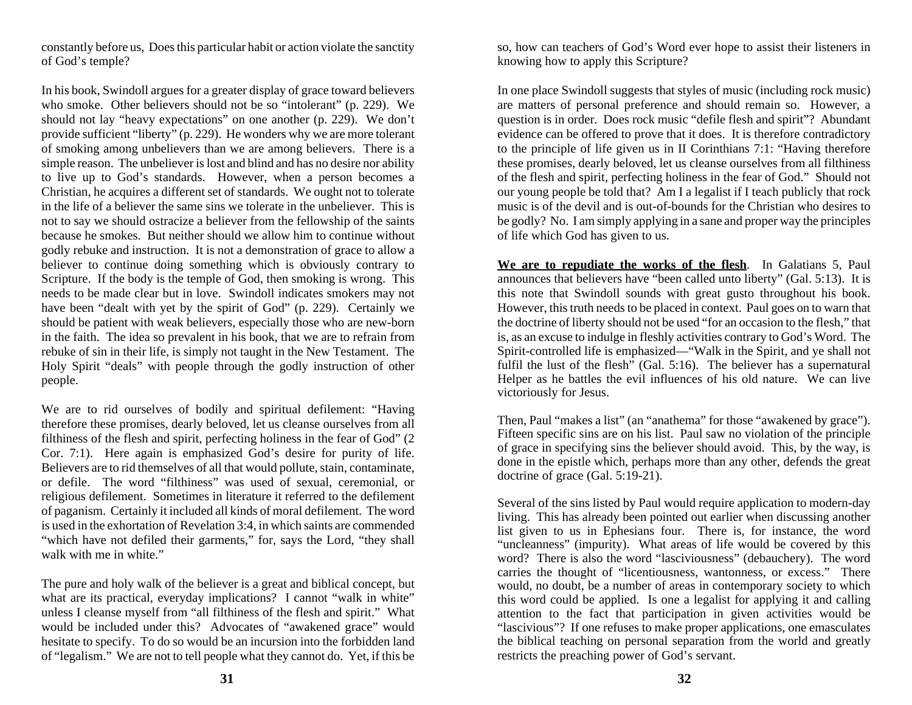constantly before us, Does this particular habit or action violate the sanctity of God's temple?

In his book, Swindoll argues for a greater display of grace toward believers who smoke. Other believers should not be so "intolerant" (p. 229). We should not lay "heavy expectations" on one another (p. 229). We don't provide sufficient "liberty" (p. 229). He wonders why we are more tolerant of smoking among unbelievers than we are among believers. There is a simple reason. The unbeliever is lost and blind and has no desire nor ability to live up to God's standards. However, when a person becomes a Christian, he acquires a different set of standards. We ought not to tolerate in the life of a believer the same sins we tolerate in the unbeliever. This is not to say we should ostracize a believer from the fellowship of the saints because he smokes. But neither should we allow him to continue without godly rebuke and instruction. It is not a demonstration of grace to allow a believer to continue doing something which is obviously contrary to Scripture. If the body is the temple of God, then smoking is wrong. This needs to be made clear but in love. Swindoll indicates smokers may not have been "dealt with yet by the spirit of God" (p. 229). Certainly we should be patient with weak believers, especially those who are new-born in the faith. The idea so prevalent in his book, that we are to refrain from rebuke of sin in their life, is simply not taught in the New Testament. The Holy Spirit "deals" with people through the godly instruction of other people.

We are to rid ourselves of bodily and spiritual defilement: "Having therefore these promises, dearly beloved, let us cleanse ourselves from all filthiness of the flesh and spirit, perfecting holiness in the fear of God" (2 Cor. 7:1). Here again is emphasized God's desire for purity of life. Believers are to rid themselves of all that would pollute, stain, contaminate, or defile. The word "filthiness" was used of sexual, ceremonial, or religious defilement. Sometimes in literature it referred to the defilement of paganism. Certainly it included all kinds of moral defilement. The word is used in the exhortation of Revelation 3:4, in which saints are commended "which have not defiled their garments," for, says the Lord, "they shall walk with me in white."

The pure and holy walk of the believer is a great and biblical concept, but what are its practical, everyday implications? I cannot "walk in white" unless I cleanse myself from "all filthiness of the flesh and spirit." What would be included under this? Advocates of "awakened grace" would hesitate to specify. To do so would be an incursion into the forbidden land of "legalism." We are not to tell people what they cannot do. Yet, if this be so, how can teachers of God's Word ever hope to assist their listeners in knowing how to apply this Scripture?

In one place Swindoll suggests that styles of music (including rock music) are matters of personal preference and should remain so. However, a question is in order. Does rock music "defile flesh and spirit"? Abundant evidence can be offered to prove that it does. It is therefore contradictory to the principle of life given us in II Corinthians 7:1: "Having therefore these promises, dearly beloved, let us cleanse ourselves from all filthiness of the flesh and spirit, perfecting holiness in the fear of God." Should not our young people be told that? Am I a legalist if I teach publicly that rock music is of the devil and is out-of-bounds for the Christian who desires to be godly? No. I am simply applying in a sane and proper way the principles of life which God has given to us.

**We are to repudiate the works of the flesh**. In Galatians 5, Paul announces that believers have "been called unto liberty" (Gal. 5:13). It is this note that Swindoll sounds with great gusto throughout his book. However, this truth needs to be placed in context. Paul goes on to warn that the doctrine of liberty should not be used "for an occasion to the flesh," that is, as an excuse to indulge in fleshly activities contrary to God's Word. The Spirit-controlled life is emphasized—"Walk in the Spirit, and ye shall not fulfil the lust of the flesh" (Gal. 5:16). The believer has a supernatural Helper as he battles the evil influences of his old nature. We can live victoriously for Jesus.

Then, Paul "makes a list" (an "anathema" for those "awakened by grace"). Fifteen specific sins are on his list. Paul saw no violation of the principle of grace in specifying sins the believer should avoid. This, by the way, is done in the epistle which, perhaps more than any other, defends the great doctrine of grace (Gal. 5:19-21).

Several of the sins listed by Paul would require application to modern-day living. This has already been pointed out earlier when discussing another list given to us in Ephesians four. There is, for instance, the word "uncleanness" (impurity). What areas of life would be covered by this word? There is also the word "lasciviousness" (debauchery). The word carries the thought of "licentiousness, wantonness, or excess." There would, no doubt, be a number of areas in contemporary society to which this word could be applied. Is one a legalist for applying it and calling attention to the fact that participation in given activities would be "lascivious"? If one refuses to make proper applications, one emasculates the biblical teaching on personal separation from the world and greatly restricts the preaching power of God's servant.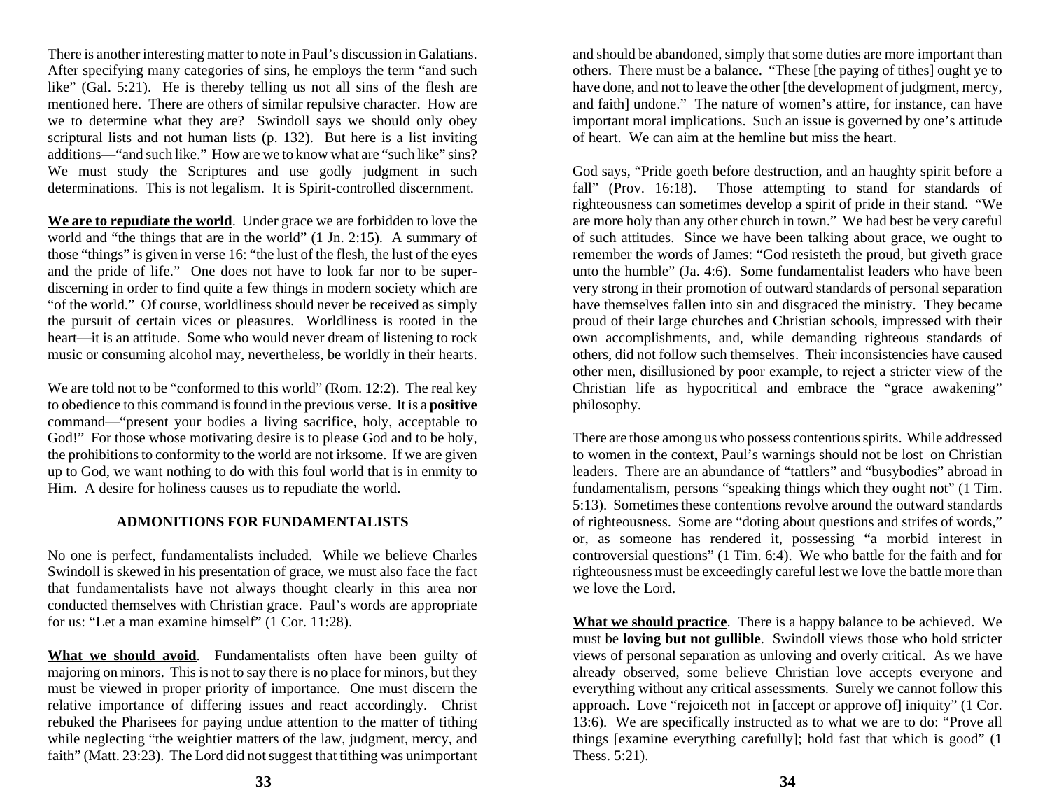There is another interesting matter to note in Paul's discussion in Galatians. After specifying many categories of sins, he employs the term "and such like" (Gal. 5:21). He is thereby telling us not all sins of the flesh are mentioned here. There are others of similar repulsive character. How are we to determine what they are? Swindoll says we should only obey scriptural lists and not human lists (p. 132). But here is a list inviting additions—"and such like." How are we to know what are "such like" sins? We must study the Scriptures and use godly judgment in such determinations. This is not legalism. It is Spirit-controlled discernment.

**We are to repudiate the world**. Under grace we are forbidden to love the world and "the things that are in the world" (1 Jn. 2:15). A summary of those "things" is given in verse 16: "the lust of the flesh, the lust of the eyes and the pride of life." One does not have to look far nor to be super-discerning in order to find quite a few things in modern society which are "of the world." Of course, worldliness should never be received as simply the pursuit of certain vices or pleasures. Worldliness is rooted in the heart—it is an attitude. Some who would never dream of listening to rock music or consuming alcohol may, nevertheless, be worldly in their hearts.

We are told not to be "conformed to this world" (Rom. 12:2). The real key to obedience to this command is found in the previous verse. It is a **positive** command—"present your bodies a living sacrifice, holy, acceptable to God!" For those whose motivating desire is to please God and to be holy, the prohibitions to conformity to the world are not irksome. If we are given up to God, we want nothing to do with this foul world that is in enmity to Him. A desire for holiness causes us to repudiate the world.

## ADMONITIONS FOR FUNDAMENTALISTS

No one is perfect, fundamentalists included. While we believe Charles Swindoll is skewed in his presentation of grace, we must also face the fact that fundamentalists have not always thought clearly in this area nor conducted themselves with Christian grace. Paul's words are appropriate for us: "Let a man examine himself" (1 Cor. 11:28).

**What we should avoid**. Fundamentalists often have been guilty of majoring on minors. This is not to say there is no place for minors, but they must be viewed in proper priority of importance. One must discern the relative importance of differing issues and react accordingly. Christ rebuked the Pharisees for paying undue attention to the matter of tithing while neglecting "the weightier matters of the law, judgment, mercy, and faith" (Matt. 23:23). The Lord did not suggest that tithing was unimportant and should be abandoned, simply that some duties are more important than others. There must be a balance. "These [the paying of tithes] ought ye to have done, and not to leave the other [the development of judgment, mercy, and faith] undone." The nature of women's attire, for instance, can have important moral implications. Such an issue is governed by one's attitude of heart. We can aim at the hemline but miss the heart.

God says, "Pride goeth before destruction, and an haughty spirit before a fall" (Prov. 16:18). Those attempting to stand for standards of righteousness can sometimes develop a spirit of pride in their stand. "We are more holy than any other church in town." We had best be very careful of such attitudes. Since we have been talking about grace, we ought to remember the words of James: "God resisteth the proud, but giveth grace unto the humble" (Ja. 4:6). Some fundamentalist leaders who have been very strong in their promotion of outward standards of personal separation have themselves fallen into sin and disgraced the ministry. They became proud of their large churches and Christian schools, impressed with their own accomplishments, and, while demanding righteous standards of others, did not follow such themselves. Their inconsistencies have caused other men, disillusioned by poor example, to reject a stricter view of the Christian life as hypocritical and embrace the "grace awakening" philosophy.

There are those among us who possess contentious spirits. While addressed to women in the context, Paul's warnings should not be lost on Christian leaders. There are an abundance of "tattlers" and "busybodies" abroad in fundamentalism, persons "speaking things which they ought not" (1 Tim. 5:13). Sometimes these contentions revolve around the outward standards of righteousness. Some are "doting about questions and strifes of words," or, as someone has rendered it, possessing "a morbid interest in controversial questions" (1 Tim. 6:4). We who battle for the faith and for righteousness must be exceedingly careful lest we love the battle more than we love the Lord.

**What we should practice**. There is a happy balance to be achieved. We must be **loving but not gullible**. Swindoll views those who hold stricter views of personal separation as unloving and overly critical. As we have already observed, some believe Christian love accepts everyone and everything without any critical assessments. Surely we cannot follow this approach. Love "rejoiceth not in [accept or approve of] iniquity" (1 Cor. 13:6). We are specifically instructed as to what we are to do: "Prove all things [examine everything carefully]; hold fast that which is good" (1 Thess. 5:21).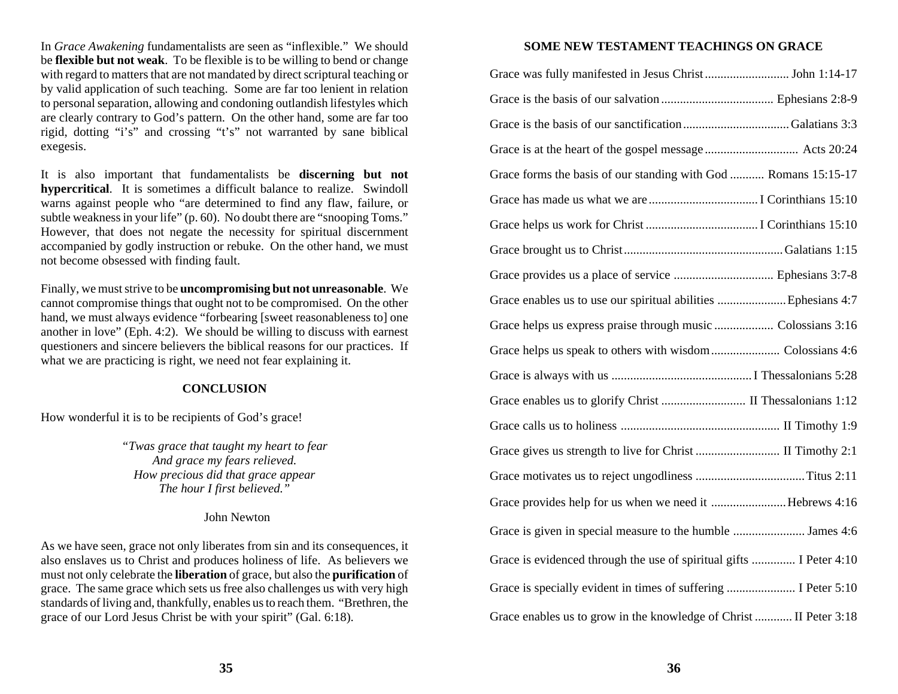In *Grace Awakening* fundamentalists are seen as "inflexible." We should be **flexible but not weak**. To be flexible is to be willing to bend or change with regard to matters that are not mandated by direct scriptural teaching or by valid application of such teaching. Some are far too lenient in relation to personal separation, allowing and condoning outlandish lifestyles which are clearly contrary to God's pattern. On the other hand, some are far too rigid, dotting "i's" and crossing "t's" not warranted by sane biblical exegesis.

It is also important that fundamentalists be **discerning but not hypercritical**. It is sometimes a difficult balance to realize. Swindoll warns against people who "are determined to find any flaw, failure, or subtle weakness in your life" (p. 60). No doubt there are "snooping Toms." However, that does not negate the necessity for spiritual discernment accompanied by godly instruction or rebuke. On the other hand, we must not become obsessed with finding fault.

Finally, we must strive to be **uncompromising but not unreasonable**. We cannot compromise things that ought not to be compromised. On the other hand, we must always evidence "forbearing [sweet reasonableness to] one another in love" (Eph. 4:2). We should be willing to discuss with earnest questioners and sincere believers the biblical reasons for our practices. If what we are practicing is right, we need not fear explaining it.

## CONCLUSION

How wonderful it is to be recipients of God's grace!

*"Twas grace that taught my heart to fear*
*And grace my fears relieved.*
*How precious did that grace appear*
*The hour I first believed."*

John Newton

As we have seen, grace not only liberates from sin and its consequences, it also enslaves us to Christ and produces holiness of life. As believers we must not only celebrate the **liberation** of grace, but also the **purification** of grace. The same grace which sets us free also challenges us with very high standards of living and, thankfully, enables us to reach them. "Brethren, the grace of our Lord Jesus Christ be with your spirit" (Gal. 6:18).

## SOME NEW TESTAMENT TEACHINGS ON GRACE

Grace was fully manifested in Jesus Christ .......... John 1:14-17
Grace is the basis of our salvation .......... Ephesians 2:8-9
Grace is the basis of our sanctification .......... Galatians 3:3
Grace is at the heart of the gospel message .......... Acts 20:24
Grace forms the basis of our standing with God .......... Romans 15:15-17
Grace has made us what we are .......... I Corinthians 15:10
Grace helps us work for Christ .......... I Corinthians 15:10
Grace brought us to Christ .......... Galatians 1:15
Grace provides us a place of service .......... Ephesians 3:7-8
Grace enables us to use our spiritual abilities .......... Ephesians 4:7
Grace helps us express praise through music .......... Colossians 3:16
Grace helps us speak to others with wisdom .......... Colossians 4:6
Grace is always with us .......... I Thessalonians 5:28
Grace enables us to glorify Christ .......... II Thessalonians 1:12
Grace calls us to holiness .......... II Timothy 1:9
Grace gives us strength to live for Christ .......... II Timothy 2:1
Grace motivates us to reject ungodliness .......... Titus 2:11
Grace provides help for us when we need it .......... Hebrews 4:16
Grace is given in special measure to the humble .......... James 4:6
Grace is evidenced through the use of spiritual gifts .......... I Peter 4:10
Grace is specially evident in times of suffering .......... I Peter 5:10
Grace enables us to grow in the knowledge of Christ .......... II Peter 3:18